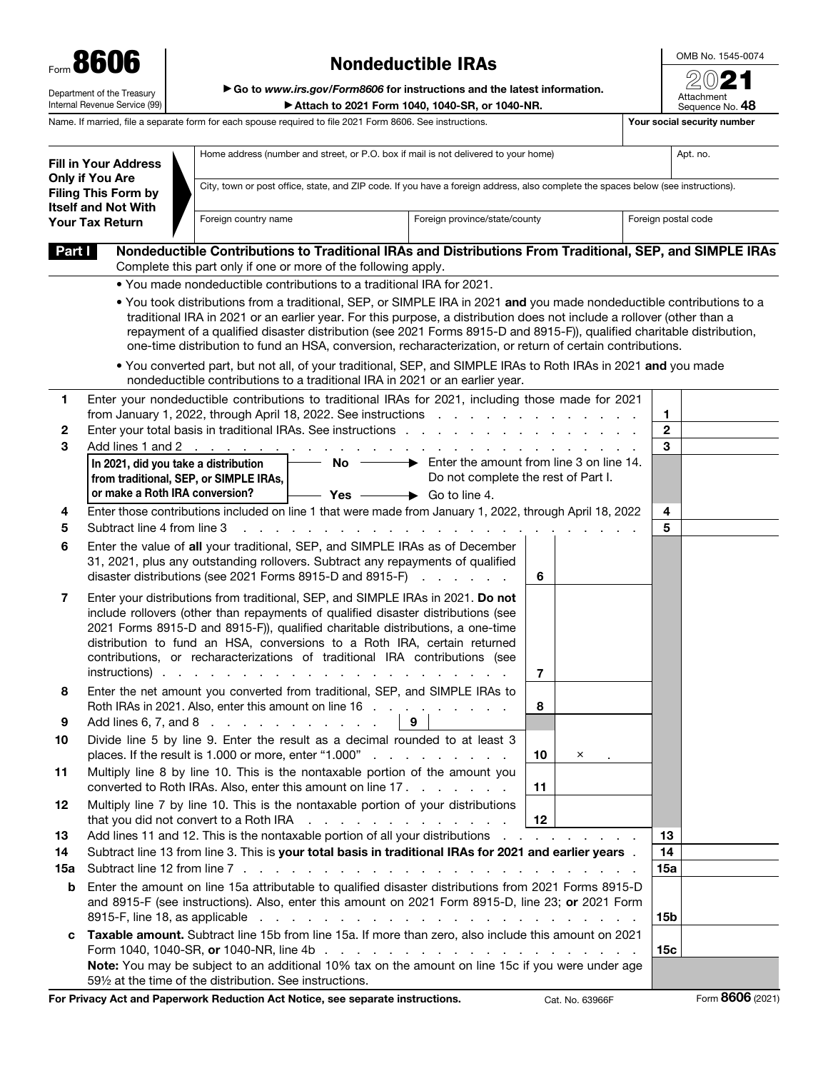Form **8606**

Department of the Treasury
Internal Revenue Service (99)

# Nondeductible IRAs

▶ Go to *www.irs.gov/Form8606* for instructions and the latest information.

▶ **Attach to 2021 Form 1040, 1040-SR, or 1040-NR.**

OMB No. 1545-0074

2021

Attachment Sequence No. **48**

Name. If married, file a separate form for each spouse required to file 2021 Form 8606. See instructions. | **Your social security number**

**Fill in Your Address Only if You Are Filing This Form by Itself and Not With Your Tax Return**

| Home address (number and street, or P.O. box if mail is not delivered to your home) | | | Apt. no. |
|---|---|---|---|
| City, town or post office, state, and ZIP code. If you have a foreign address, also complete the spaces below (see instructions). | | | |
| Foreign country name | Foreign province/state/county | Foreign postal code | |

## Part I — Nondeductible Contributions to Traditional IRAs and Distributions From Traditional, SEP, and SIMPLE IRAs

Complete this part only if one or more of the following apply.

- You made nondeductible contributions to a traditional IRA for 2021.
- You took distributions from a traditional, SEP, or SIMPLE IRA in 2021 **and** you made nondeductible contributions to a traditional IRA in 2021 or an earlier year. For this purpose, a distribution does not include a rollover (other than a repayment of a qualified disaster distribution (see 2021 Forms 8915-D and 8915-F)), qualified charitable distribution, one-time distribution to fund an HSA, conversion, recharacterization, or return of certain contributions.
- You converted part, but not all, of your traditional, SEP, and SIMPLE IRAs to Roth IRAs in 2021 **and** you made nondeductible contributions to a traditional IRA in 2021 or an earlier year.

| Line | Description | | | Line | Amount |
|---|---|---|---|---|---|
| 1 | Enter your nondeductible contributions to traditional IRAs for 2021, including those made for 2021 from January 1, 2022, through April 18, 2022. See instructions | | | 1 | |
| 2 | Enter your total basis in traditional IRAs. See instructions | | | 2 | |
| 3 | Add lines 1 and 2 | | | 3 | |
| | **In 2021, did you take a distribution from traditional, SEP, or SIMPLE IRAs, or make a Roth IRA conversion?** — **No** ▶ Enter the amount from line 3 on line 14. Do not complete the rest of Part I. — **Yes** ▶ Go to line 4. | | | | |
| 4 | Enter those contributions included on line 1 that were made from January 1, 2022, through April 18, 2022 | | | 4 | |
| 5 | Subtract line 4 from line 3 | | | 5 | |
| 6 | Enter the value of **all** your traditional, SEP, and SIMPLE IRAs as of December 31, 2021, plus any outstanding rollovers. Subtract any repayments of qualified disaster distributions (see 2021 Forms 8915-D and 8915-F) | 6 | | | |
| 7 | Enter your distributions from traditional, SEP, and SIMPLE IRAs in 2021. **Do not** include rollovers (other than repayments of qualified disaster distributions (see 2021 Forms 8915-D and 8915-F)), qualified charitable distributions, a one-time distribution to fund an HSA, conversions to a Roth IRA, certain returned contributions, or recharacterizations of traditional IRA contributions (see instructions) | 7 | | | |
| 8 | Enter the net amount you converted from traditional, SEP, and SIMPLE IRAs to Roth IRAs in 2021. Also, enter this amount on line 16 | 8 | | | |
| 9 | Add lines 6, 7, and 8 — 9 | | | | |
| 10 | Divide line 5 by line 9. Enter the result as a decimal rounded to at least 3 places. If the result is 1.000 or more, enter "1.000" | 10 | × . | | |
| 11 | Multiply line 8 by line 10. This is the nontaxable portion of the amount you converted to Roth IRAs. Also, enter this amount on line 17 | 11 | | | |
| 12 | Multiply line 7 by line 10. This is the nontaxable portion of your distributions that you did not convert to a Roth IRA | 12 | | | |
| 13 | Add lines 11 and 12. This is the nontaxable portion of all your distributions | | | 13 | |
| 14 | Subtract line 13 from line 3. This is **your total basis in traditional IRAs for 2021 and earlier years** | | | 14 | |
| 15a | Subtract line 12 from line 7 | | | 15a | |
| b | Enter the amount on line 15a attributable to qualified disaster distributions from 2021 Forms 8915-D and 8915-F (see instructions). Also, enter this amount on 2021 Form 8915-D, line 23; **or** 2021 Form 8915-F, line 18, as applicable | | | 15b | |
| c | **Taxable amount.** Subtract line 15b from line 15a. If more than zero, also include this amount on 2021 Form 1040, 1040-SR, **or** 1040-NR, line 4b | | | 15c | |
| | **Note:** You may be subject to an additional 10% tax on the amount on line 15c if you were under age 59½ at the time of the distribution. See instructions. | | | | |

**For Privacy Act and Paperwork Reduction Act Notice, see separate instructions.** Cat. No. 63966F Form **8606** (2021)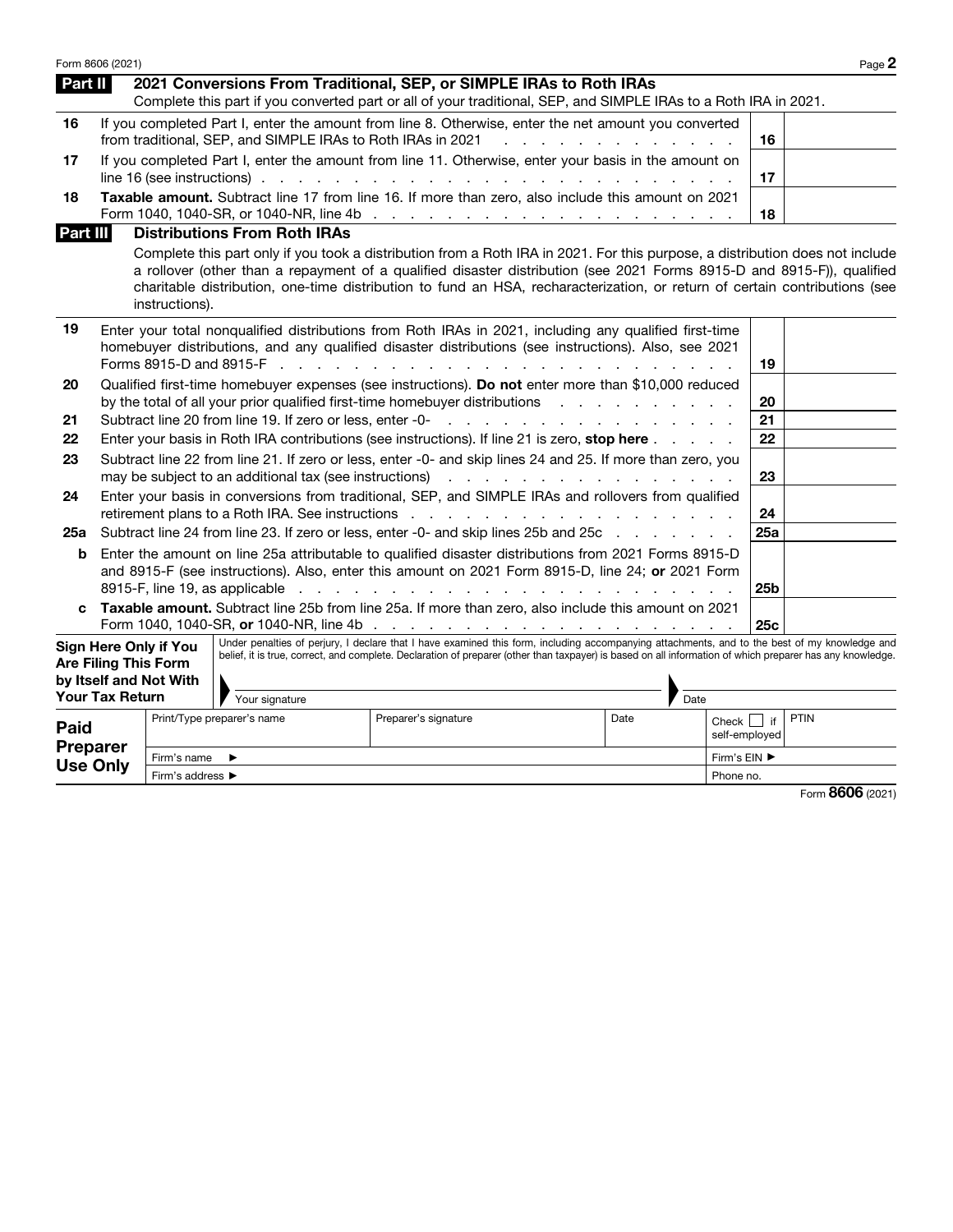## Part II 2021 Conversions From Traditional, SEP, or SIMPLE IRAs to Roth IRAs

Complete this part if you converted part or all of your traditional, SEP, and SIMPLE IRAs to a Roth IRA in 2021.

| | | | |
|---|---|---|---|
| 16 | If you completed Part I, enter the amount from line 8. Otherwise, enter the net amount you converted from traditional, SEP, and SIMPLE IRAs to Roth IRAs in 2021 | 16 | |
| 17 | If you completed Part I, enter the amount from line 11. Otherwise, enter your basis in the amount on line 16 (see instructions) | 17 | |
| 18 | **Taxable amount.** Subtract line 17 from line 16. If more than zero, also include this amount on 2021 Form 1040, 1040-SR, or 1040-NR, line 4b | 18 | |

## Part III Distributions From Roth IRAs

Complete this part only if you took a distribution from a Roth IRA in 2021. For this purpose, a distribution does not include a rollover (other than a repayment of a qualified disaster distribution (see 2021 Forms 8915-D and 8915-F)), qualified charitable distribution, one-time distribution to fund an HSA, recharacterization, or return of certain contributions (see instructions).

| | | | |
|---|---|---|---|
| 19 | Enter your total nonqualified distributions from Roth IRAs in 2021, including any qualified first-time homebuyer distributions, and any qualified disaster distributions (see instructions). Also, see 2021 Forms 8915-D and 8915-F | 19 | |
| 20 | Qualified first-time homebuyer expenses (see instructions). **Do not** enter more than $10,000 reduced by the total of all your prior qualified first-time homebuyer distributions | 20 | |
| 21 | Subtract line 20 from line 19. If zero or less, enter -0- | 21 | |
| 22 | Enter your basis in Roth IRA contributions (see instructions). If line 21 is zero, **stop here** | 22 | |
| 23 | Subtract line 22 from line 21. If zero or less, enter -0- and skip lines 24 and 25. If more than zero, you may be subject to an additional tax (see instructions) | 23 | |
| 24 | Enter your basis in conversions from traditional, SEP, and SIMPLE IRAs and rollovers from qualified retirement plans to a Roth IRA. See instructions | 24 | |
| 25a | Subtract line 24 from line 23. If zero or less, enter -0- and skip lines 25b and 25c | 25a | |
| b | Enter the amount on line 25a attributable to qualified disaster distributions from 2021 Forms 8915-D and 8915-F (see instructions). Also, enter this amount on 2021 Form 8915-D, line 24; **or** 2021 Form 8915-F, line 19, as applicable | 25b | |
| c | **Taxable amount.** Subtract line 25b from line 25a. If more than zero, also include this amount on 2021 Form 1040, 1040-SR, **or** 1040-NR, line 4b | 25c | |

**Sign Here Only if You Are Filing This Form by Itself and Not With Your Tax Return**

Under penalties of perjury, I declare that I have examined this form, including accompanying attachments, and to the best of my knowledge and belief, it is true, correct, and complete. Declaration of preparer (other than taxpayer) is based on all information of which preparer has any knowledge.

Your signature ▶ Date

**Paid Preparer Use Only**

| Print/Type preparer's name | Preparer's signature | Date | Check ☐ if self-employed | PTIN |
|---|---|---|---|---|
| Firm's name ▶ | | | Firm's EIN ▶ | |
| Firm's address ▶ | | | Phone no. | |

Form **8606** (2021)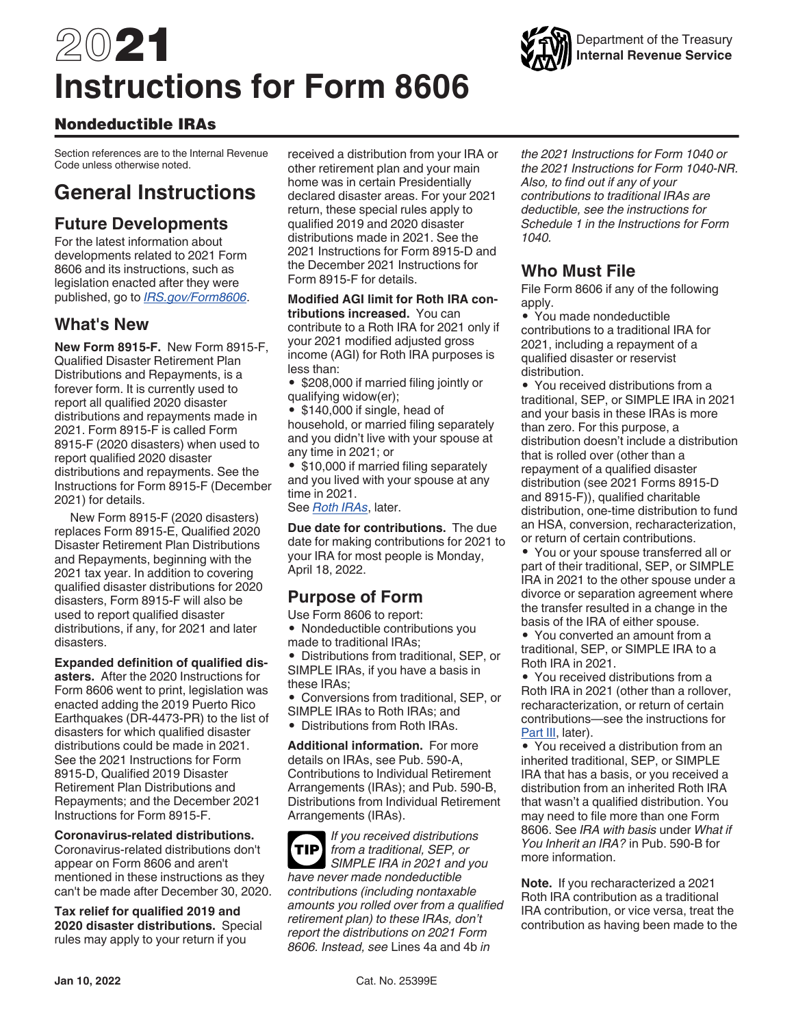# 2021 Instructions for Form 8606

## Nondeductible IRAs

Section references are to the Internal Revenue Code unless otherwise noted.

# General Instructions

## Future Developments

For the latest information about developments related to 2021 Form 8606 and its instructions, such as legislation enacted after they were published, go to *IRS.gov/Form8606*.

## What's New

**New Form 8915-F.** New Form 8915-F, Qualified Disaster Retirement Plan Distributions and Repayments, is a forever form. It is currently used to report all qualified 2020 disaster distributions and repayments made in 2021. Form 8915-F is called Form 8915-F (2020 disasters) when used to report qualified 2020 disaster distributions and repayments. See the Instructions for Form 8915-F (December 2021) for details.

New Form 8915-F (2020 disasters) replaces Form 8915-E, Qualified 2020 Disaster Retirement Plan Distributions and Repayments, beginning with the 2021 tax year. In addition to covering qualified disaster distributions for 2020 disasters, Form 8915-F will also be used to report qualified disaster distributions, if any, for 2021 and later disasters.

**Expanded definition of qualified disasters.** After the 2020 Instructions for Form 8606 went to print, legislation was enacted adding the 2019 Puerto Rico Earthquakes (DR-4473-PR) to the list of disasters for which qualified disaster distributions could be made in 2021. See the 2021 Instructions for Form 8915-D, Qualified 2019 Disaster Retirement Plan Distributions and Repayments; and the December 2021 Instructions for Form 8915-F.

**Coronavirus-related distributions.** Coronavirus-related distributions don't appear on Form 8606 and aren't mentioned in these instructions as they can't be made after December 30, 2020.

**Tax relief for qualified 2019 and 2020 disaster distributions.** Special rules may apply to your return if you received a distribution from your IRA or other retirement plan and your main home was in certain Presidentially declared disaster areas. For your 2021 return, these special rules apply to qualified 2019 and 2020 disaster distributions made in 2021. See the 2021 Instructions for Form 8915-D and the December 2021 Instructions for Form 8915-F for details.

**Modified AGI limit for Roth IRA contributions increased.** You can contribute to a Roth IRA for 2021 only if your 2021 modified adjusted gross income (AGI) for Roth IRA purposes is less than:

- $208,000 if married filing jointly or qualifying widow(er);
- $140,000 if single, head of household, or married filing separately and you didn't live with your spouse at any time in 2021; or
- $10,000 if married filing separately and you lived with your spouse at any time in 2021.

See *Roth IRAs*, later.

**Due date for contributions.** The due date for making contributions for 2021 to your IRA for most people is Monday, April 18, 2022.

## Purpose of Form

Use Form 8606 to report:

- Nondeductible contributions you made to traditional IRAs;
- Distributions from traditional, SEP, or SIMPLE IRAs, if you have a basis in these IRAs;
- Conversions from traditional, SEP, or SIMPLE IRAs to Roth IRAs; and
- Distributions from Roth IRAs.

**Additional information.** For more details on IRAs, see Pub. 590-A, Contributions to Individual Retirement Arrangements (IRAs); and Pub. 590-B, Distributions from Individual Retirement Arrangements (IRAs).

**TIP** *If you received distributions from a traditional, SEP, or SIMPLE IRA in 2021 and you have never made nondeductible contributions (including nontaxable amounts you rolled over from a qualified retirement plan) to these IRAs, don't report the distributions on 2021 Form 8606. Instead, see* Lines 4a and 4b *in the 2021 Instructions for Form 1040 or the 2021 Instructions for Form 1040-NR. Also, to find out if any of your contributions to traditional IRAs are deductible, see the instructions for Schedule 1 in the Instructions for Form 1040.*

## Who Must File

File Form 8606 if any of the following apply.

- You made nondeductible contributions to a traditional IRA for 2021, including a repayment of a qualified disaster or reservist distribution.
- You received distributions from a traditional, SEP, or SIMPLE IRA in 2021 and your basis in these IRAs is more than zero. For this purpose, a distribution doesn't include a distribution that is rolled over (other than a repayment of a qualified disaster distribution (see 2021 Forms 8915-D and 8915-F)), qualified charitable distribution, one-time distribution to fund an HSA, conversion, recharacterization, or return of certain contributions.
- You or your spouse transferred all or part of their traditional, SEP, or SIMPLE IRA in 2021 to the other spouse under a divorce or separation agreement where the transfer resulted in a change in the basis of the IRA of either spouse.
- You converted an amount from a traditional, SEP, or SIMPLE IRA to a Roth IRA in 2021.
- You received distributions from a Roth IRA in 2021 (other than a rollover, recharacterization, or return of certain contributions—see the instructions for Part III, later).
- You received a distribution from an inherited traditional, SEP, or SIMPLE IRA that has a basis, or you received a distribution from an inherited Roth IRA that wasn't a qualified distribution. You may need to file more than one Form 8606. See *IRA with basis* under *What if You Inherit an IRA?* in Pub. 590-B for more information.

**Note.** If you recharacterized a 2021 Roth IRA contribution as a traditional IRA contribution, or vice versa, treat the contribution as having been made to the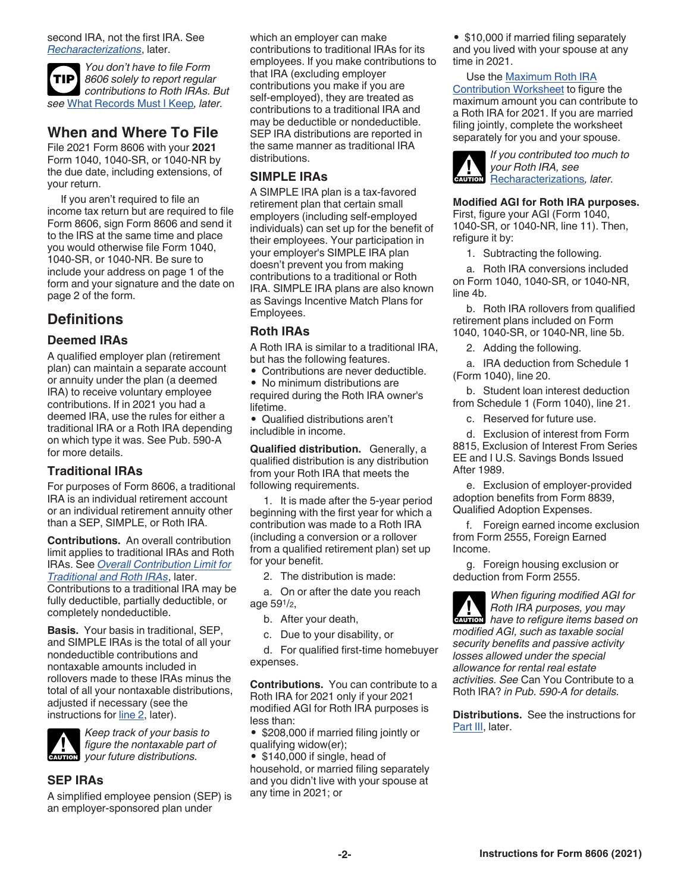second IRA, not the first IRA. See *Recharacterizations*, later.

TIP *You don't have to file Form 8606 solely to report regular contributions to Roth IRAs. But see* What Records Must I Keep*, later.*

## When and Where To File

File 2021 Form 8606 with your **2021** Form 1040, 1040-SR, or 1040-NR by the due date, including extensions, of your return.

If you aren't required to file an income tax return but are required to file Form 8606, sign Form 8606 and send it to the IRS at the same time and place you would otherwise file Form 1040, 1040-SR, or 1040-NR. Be sure to include your address on page 1 of the form and your signature and the date on page 2 of the form.

## Definitions

### Deemed IRAs

A qualified employer plan (retirement plan) can maintain a separate account or annuity under the plan (a deemed IRA) to receive voluntary employee contributions. If in 2021 you had a deemed IRA, use the rules for either a traditional IRA or a Roth IRA depending on which type it was. See Pub. 590-A for more details.

### Traditional IRAs

For purposes of Form 8606, a traditional IRA is an individual retirement account or an individual retirement annuity other than a SEP, SIMPLE, or Roth IRA.

**Contributions.** An overall contribution limit applies to traditional IRAs and Roth IRAs. See *Overall Contribution Limit for Traditional and Roth IRAs*, later. Contributions to a traditional IRA may be fully deductible, partially deductible, or completely nondeductible.

**Basis.** Your basis in traditional, SEP, and SIMPLE IRAs is the total of all your nondeductible contributions and nontaxable amounts included in rollovers made to these IRAs minus the total of all your nontaxable distributions, adjusted if necessary (see the instructions for line 2, later).

CAUTION *Keep track of your basis to figure the nontaxable part of your future distributions.*

### SEP IRAs

A simplified employee pension (SEP) is an employer-sponsored plan under which an employer can make contributions to traditional IRAs for its employees. If you make contributions to that IRA (excluding employer contributions you make if you are self-employed), they are treated as contributions to a traditional IRA and may be deductible or nondeductible. SEP IRA distributions are reported in the same manner as traditional IRA distributions.

### SIMPLE IRAs

A SIMPLE IRA plan is a tax-favored retirement plan that certain small employers (including self-employed individuals) can set up for the benefit of their employees. Your participation in your employer's SIMPLE IRA plan doesn't prevent you from making contributions to a traditional or Roth IRA. SIMPLE IRA plans are also known as Savings Incentive Match Plans for Employees.

### Roth IRAs

A Roth IRA is similar to a traditional IRA, but has the following features.

- Contributions are never deductible.
- No minimum distributions are required during the Roth IRA owner's lifetime.
- Qualified distributions aren't includible in income.

**Qualified distribution.** Generally, a qualified distribution is any distribution from your Roth IRA that meets the following requirements.

1. It is made after the 5-year period beginning with the first year for which a contribution was made to a Roth IRA (including a conversion or a rollover from a qualified retirement plan) set up for your benefit.

2. The distribution is made:

a. On or after the date you reach age 59½,

b. After your death,

c. Due to your disability, or

d. For qualified first-time homebuyer expenses.

**Contributions.** You can contribute to a Roth IRA for 2021 only if your 2021 modified AGI for Roth IRA purposes is less than:

- $208,000 if married filing jointly or qualifying widow(er);
- $140,000 if single, head of household, or married filing separately and you didn't live with your spouse at any time in 2021; or
- $10,000 if married filing separately and you lived with your spouse at any time in 2021.

Use the Maximum Roth IRA Contribution Worksheet to figure the maximum amount you can contribute to a Roth IRA for 2021. If you are married filing jointly, complete the worksheet separately for you and your spouse.

CAUTION *If you contributed too much to your Roth IRA, see* Recharacterizations*, later.*

**Modified AGI for Roth IRA purposes.** First, figure your AGI (Form 1040, 1040-SR, or 1040-NR, line 11). Then, refigure it by:

1. Subtracting the following.

a. Roth IRA conversions included on Form 1040, 1040-SR, or 1040-NR, line 4b.

b. Roth IRA rollovers from qualified retirement plans included on Form 1040, 1040-SR, or 1040-NR, line 5b.

2. Adding the following.

a. IRA deduction from Schedule 1 (Form 1040), line 20.

b. Student loan interest deduction from Schedule 1 (Form 1040), line 21.

c. Reserved for future use.

d. Exclusion of interest from Form 8815, Exclusion of Interest From Series EE and I U.S. Savings Bonds Issued After 1989.

e. Exclusion of employer-provided adoption benefits from Form 8839, Qualified Adoption Expenses.

f. Foreign earned income exclusion from Form 2555, Foreign Earned Income.

g. Foreign housing exclusion or deduction from Form 2555.

CAUTION *When figuring modified AGI for Roth IRA purposes, you may have to refigure items based on modified AGI, such as taxable social security benefits and passive activity losses allowed under the special allowance for rental real estate activities. See* Can You Contribute to a Roth IRA? *in Pub. 590-A for details.*

**Distributions.** See the instructions for Part III, later.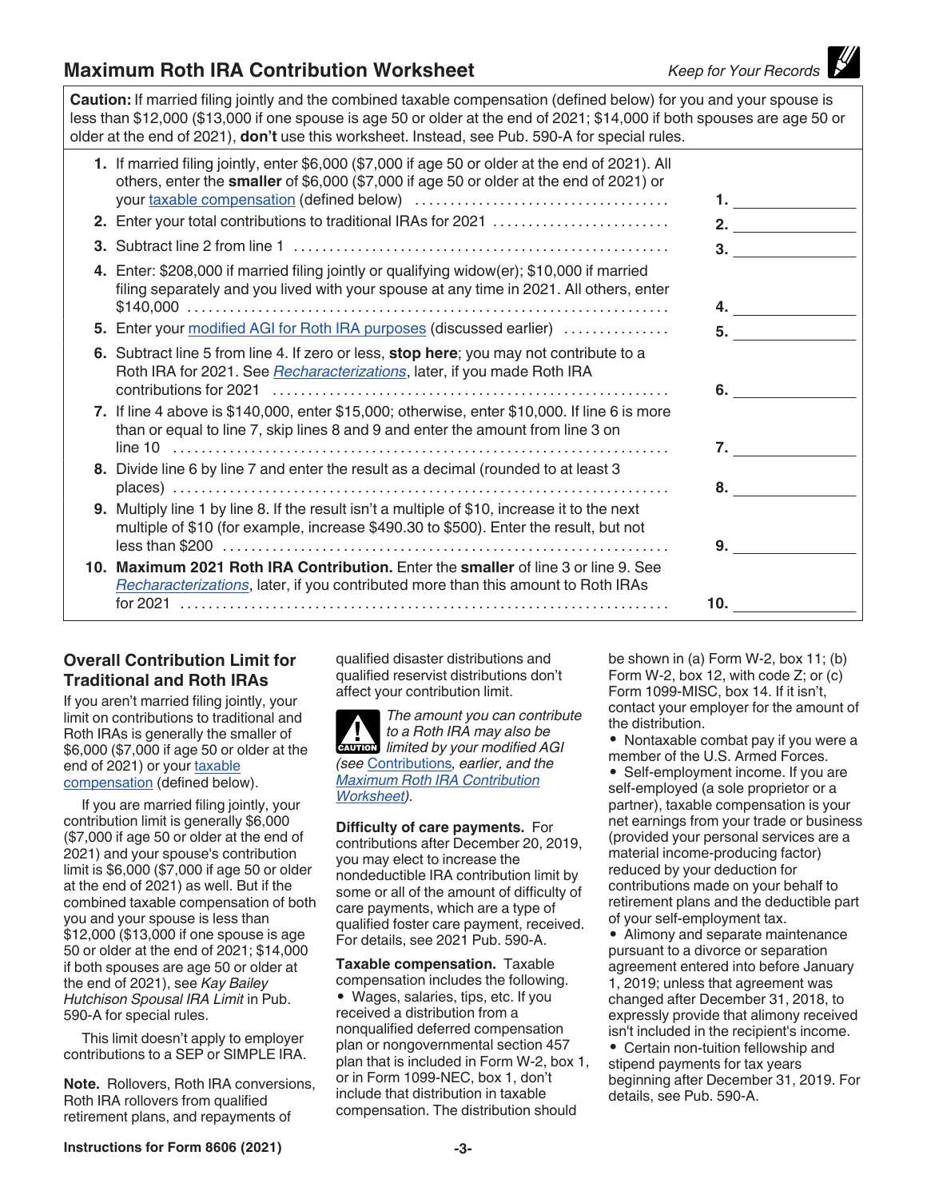## Maximum Roth IRA Contribution Worksheet

*Keep for Your Records*

**Caution:** If married filing jointly and the combined taxable compensation (defined below) for you and your spouse is less than $12,000 ($13,000 if one spouse is age 50 or older at the end of 2021; $14,000 if both spouses are age 50 or older at the end of 2021), **don't** use this worksheet. Instead, see Pub. 590-A for special rules.

| | | |
|---|---|---|
| **1.** | If married filing jointly, enter $6,000 ($7,000 if age 50 or older at the end of 2021). All others, enter the **smaller** of $6,000 ($7,000 if age 50 or older at the end of 2021) or your taxable compensation (defined below) | **1.** |
| **2.** | Enter your total contributions to traditional IRAs for 2021 | **2.** |
| **3.** | Subtract line 2 from line 1 | **3.** |
| **4.** | Enter: $208,000 if married filing jointly or qualifying widow(er); $10,000 if married filing separately and you lived with your spouse at any time in 2021. All others, enter $140,000 | **4.** |
| **5.** | Enter your modified AGI for Roth IRA purposes (discussed earlier) | **5.** |
| **6.** | Subtract line 5 from line 4. If zero or less, **stop here**; you may not contribute to a Roth IRA for 2021. See *Recharacterizations*, later, if you made Roth IRA contributions for 2021 | **6.** |
| **7.** | If line 4 above is $140,000, enter $15,000; otherwise, enter $10,000. If line 6 is more than or equal to line 7, skip lines 8 and 9 and enter the amount from line 3 on line 10 | **7.** |
| **8.** | Divide line 6 by line 7 and enter the result as a decimal (rounded to at least 3 places) | **8.** |
| **9.** | Multiply line 1 by line 8. If the result isn't a multiple of $10, increase it to the next multiple of $10 (for example, increase $490.30 to $500). Enter the result, but not less than $200 | **9.** |
| **10.** | **Maximum 2021 Roth IRA Contribution.** Enter the **smaller** of line 3 or line 9. See *Recharacterizations*, later, if you contributed more than this amount to Roth IRAs for 2021 | **10.** |

### Overall Contribution Limit for Traditional and Roth IRAs

If you aren't married filing jointly, your limit on contributions to traditional and Roth IRAs is generally the smaller of $6,000 ($7,000 if age 50 or older at the end of 2021) or your taxable compensation (defined below).

If you are married filing jointly, your contribution limit is generally $6,000 ($7,000 if age 50 or older at the end of 2021) and your spouse's contribution limit is $6,000 ($7,000 if age 50 or older at the end of 2021) as well. But if the combined taxable compensation of both you and your spouse is less than $12,000 ($13,000 if one spouse is age 50 or older at the end of 2021; $14,000 if both spouses are age 50 or older at the end of 2021), see *Kay Bailey Hutchison Spousal IRA Limit* in Pub. 590-A for special rules.

This limit doesn't apply to employer contributions to a SEP or SIMPLE IRA.

**Note.** Rollovers, Roth IRA conversions, Roth IRA rollovers from qualified retirement plans, and repayments of qualified disaster distributions and qualified reservist distributions don't affect your contribution limit.

**CAUTION:** *The amount you can contribute to a Roth IRA may also be limited by your modified AGI (see Contributions, earlier, and the Maximum Roth IRA Contribution Worksheet).*

**Difficulty of care payments.** For contributions after December 20, 2019, you may elect to increase the nondeductible IRA contribution limit by some or all of the amount of difficulty of care payments, which are a type of qualified foster care payment, received. For details, see 2021 Pub. 590-A.

**Taxable compensation.** Taxable compensation includes the following.

- Wages, salaries, tips, etc. If you received a distribution from a nonqualified deferred compensation plan or nongovernmental section 457 plan that is included in Form W-2, box 1, or in Form 1099-NEC, box 1, don't include that distribution in taxable compensation. The distribution should be shown in (a) Form W-2, box 11; (b) Form W-2, box 12, with code Z; or (c) Form 1099-MISC, box 14. If it isn't, contact your employer for the amount of the distribution.
- Nontaxable combat pay if you were a member of the U.S. Armed Forces.
- Self-employment income. If you are self-employed (a sole proprietor or a partner), taxable compensation is your net earnings from your trade or business (provided your personal services are a material income-producing factor) reduced by your deduction for contributions made on your behalf to retirement plans and the deductible part of your self-employment tax.
- Alimony and separate maintenance pursuant to a divorce or separation agreement entered into before January 1, 2019; unless that agreement was changed after December 31, 2018, to expressly provide that alimony received isn't included in the recipient's income.
- Certain non-tuition fellowship and stipend payments for tax years beginning after December 31, 2019. For details, see Pub. 590-A.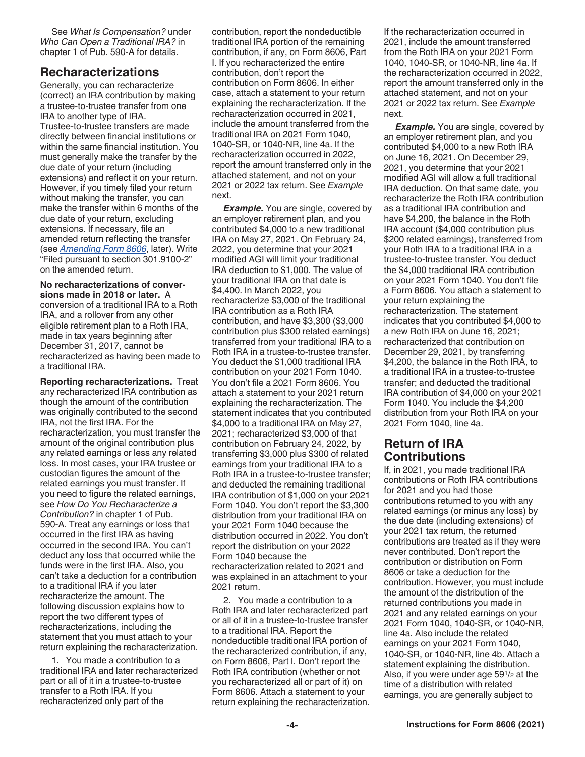See *What Is Compensation?* under *Who Can Open a Traditional IRA?* in chapter 1 of Pub. 590-A for details.

## Recharacterizations

Generally, you can recharacterize (correct) an IRA contribution by making a trustee-to-trustee transfer from one IRA to another type of IRA. Trustee-to-trustee transfers are made directly between financial institutions or within the same financial institution. You must generally make the transfer by the due date of your return (including extensions) and reflect it on your return. However, if you timely filed your return without making the transfer, you can make the transfer within 6 months of the due date of your return, excluding extensions. If necessary, file an amended return reflecting the transfer (see *Amending Form 8606*, later). Write "Filed pursuant to section 301.9100-2" on the amended return.

**No recharacterizations of conversions made in 2018 or later.** A conversion of a traditional IRA to a Roth IRA, and a rollover from any other eligible retirement plan to a Roth IRA, made in tax years beginning after December 31, 2017, cannot be recharacterized as having been made to a traditional IRA.

**Reporting recharacterizations.** Treat any recharacterized IRA contribution as though the amount of the contribution was originally contributed to the second IRA, not the first IRA. For the recharacterization, you must transfer the amount of the original contribution plus any related earnings or less any related loss. In most cases, your IRA trustee or custodian figures the amount of the related earnings you must transfer. If you need to figure the related earnings, see *How Do You Recharacterize a Contribution?* in chapter 1 of Pub. 590-A. Treat any earnings or loss that occurred in the first IRA as having occurred in the second IRA. You can't deduct any loss that occurred while the funds were in the first IRA. Also, you can't take a deduction for a contribution to a traditional IRA if you later recharacterize the amount. The following discussion explains how to report the two different types of recharacterizations, including the statement that you must attach to your return explaining the recharacterization.

1. You made a contribution to a traditional IRA and later recharacterized part or all of it in a trustee-to-trustee transfer to a Roth IRA. If you recharacterized only part of the contribution, report the nondeductible traditional IRA portion of the remaining contribution, if any, on Form 8606, Part I. If you recharacterized the entire contribution, don't report the contribution on Form 8606. In either case, attach a statement to your return explaining the recharacterization. If the recharacterization occurred in 2021, include the amount transferred from the traditional IRA on 2021 Form 1040, 1040-SR, or 1040-NR, line 4a. If the recharacterization occurred in 2022, report the amount transferred only in the attached statement, and not on your 2021 or 2022 tax return. See *Example* next.

***Example.*** You are single, covered by an employer retirement plan, and you contributed $4,000 to a new traditional IRA on May 27, 2021. On February 24, 2022, you determine that your 2021 modified AGI will limit your traditional IRA deduction to $1,000. The value of your traditional IRA on that date is $4,400. In March 2022, you recharacterize $3,000 of the traditional IRA contribution as a Roth IRA contribution, and have $3,300 ($3,000 contribution plus $300 related earnings) transferred from your traditional IRA to a Roth IRA in a trustee-to-trustee transfer. You deduct the $1,000 traditional IRA contribution on your 2021 Form 1040. You don't file a 2021 Form 8606. You attach a statement to your 2021 return explaining the recharacterization. The statement indicates that you contributed $4,000 to a traditional IRA on May 27, 2021; recharacterized $3,000 of that contribution on February 24, 2022, by transferring $3,000 plus $300 of related earnings from your traditional IRA to a Roth IRA in a trustee-to-trustee transfer; and deducted the remaining traditional IRA contribution of $1,000 on your 2021 Form 1040. You don't report the $3,300 distribution from your traditional IRA on your 2021 Form 1040 because the distribution occurred in 2022. You don't report the distribution on your 2022 Form 1040 because the recharacterization related to 2021 and was explained in an attachment to your 2021 return.

2. You made a contribution to a Roth IRA and later recharacterized part or all of it in a trustee-to-trustee transfer to a traditional IRA. Report the nondeductible traditional IRA portion of the recharacterized contribution, if any, on Form 8606, Part I. Don't report the Roth IRA contribution (whether or not you recharacterized all or part of it) on Form 8606. Attach a statement to your return explaining the recharacterization. If the recharacterization occurred in 2021, include the amount transferred from the Roth IRA on your 2021 Form 1040, 1040-SR, or 1040-NR, line 4a. If the recharacterization occurred in 2022, report the amount transferred only in the attached statement, and not on your 2021 or 2022 tax return. See *Example* next.

***Example.*** You are single, covered by an employer retirement plan, and you contributed $4,000 to a new Roth IRA on June 16, 2021. On December 29, 2021, you determine that your 2021 modified AGI will allow a full traditional IRA deduction. On that same date, you recharacterize the Roth IRA contribution as a traditional IRA contribution and have $4,200, the balance in the Roth IRA account ($4,000 contribution plus $200 related earnings), transferred from your Roth IRA to a traditional IRA in a trustee-to-trustee transfer. You deduct the $4,000 traditional IRA contribution on your 2021 Form 1040. You don't file a Form 8606. You attach a statement to your return explaining the recharacterization. The statement indicates that you contributed $4,000 to a new Roth IRA on June 16, 2021; recharacterized that contribution on December 29, 2021, by transferring $4,200, the balance in the Roth IRA, to a traditional IRA in a trustee-to-trustee transfer; and deducted the traditional IRA contribution of $4,000 on your 2021 Form 1040. You include the $4,200 distribution from your Roth IRA on your 2021 Form 1040, line 4a.

## Return of IRA Contributions

If, in 2021, you made traditional IRA contributions or Roth IRA contributions for 2021 and you had those contributions returned to you with any related earnings (or minus any loss) by the due date (including extensions) of your 2021 tax return, the returned contributions are treated as if they were never contributed. Don't report the contribution or distribution on Form 8606 or take a deduction for the contribution. However, you must include the amount of the distribution of the returned contributions you made in 2021 and any related earnings on your 2021 Form 1040, 1040-SR, or 1040-NR, line 4a. Also include the related earnings on your 2021 Form 1040, 1040-SR, or 1040-NR, line 4b. Attach a statement explaining the distribution. Also, if you were under age 59½ at the time of a distribution with related earnings, you are generally subject to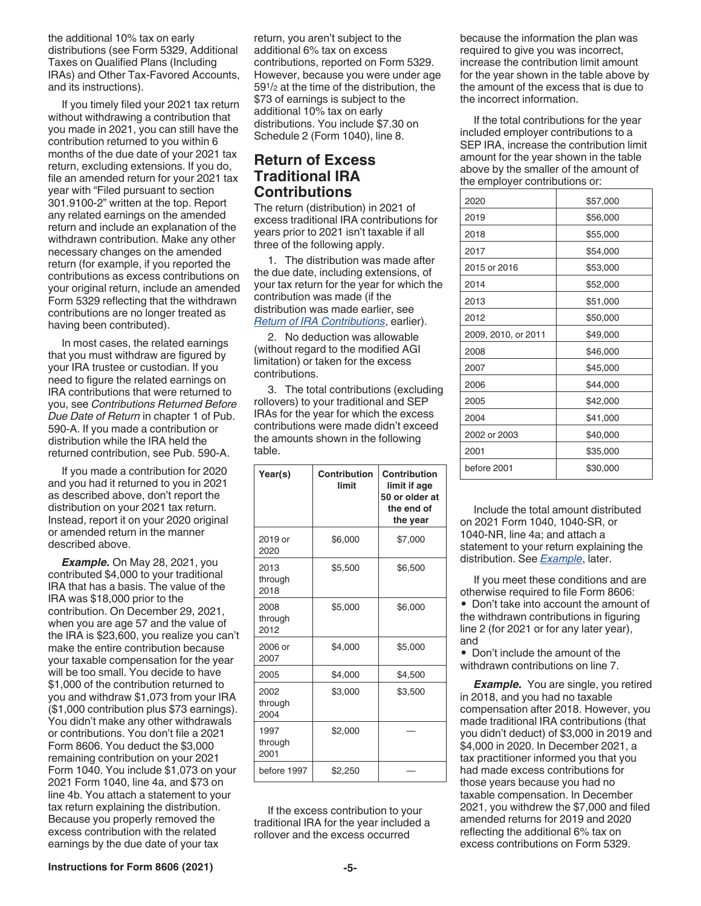the additional 10% tax on early distributions (see Form 5329, Additional Taxes on Qualified Plans (Including IRAs) and Other Tax-Favored Accounts, and its instructions).

If you timely filed your 2021 tax return without withdrawing a contribution that you made in 2021, you can still have the contribution returned to you within 6 months of the due date of your 2021 tax return, excluding extensions. If you do, file an amended return for your 2021 tax year with "Filed pursuant to section 301.9100-2" written at the top. Report any related earnings on the amended return and include an explanation of the withdrawn contribution. Make any other necessary changes on the amended return (for example, if you reported the contributions as excess contributions on your original return, include an amended Form 5329 reflecting that the withdrawn contributions are no longer treated as having been contributed).

In most cases, the related earnings that you must withdraw are figured by your IRA trustee or custodian. If you need to figure the related earnings on IRA contributions that were returned to you, see *Contributions Returned Before Due Date of Return* in chapter 1 of Pub. 590-A. If you made a contribution or distribution while the IRA held the returned contribution, see Pub. 590-A.

If you made a contribution for 2020 and you had it returned to you in 2021 as described above, don't report the distribution on your 2021 tax return. Instead, report it on your 2020 original or amended return in the manner described above.

***Example.*** On May 28, 2021, you contributed $4,000 to your traditional IRA that has a basis. The value of the IRA was $18,000 prior to the contribution. On December 29, 2021, when you are age 57 and the value of the IRA is $23,600, you realize you can't make the entire contribution because your taxable compensation for the year will be too small. You decide to have $1,000 of the contribution returned to you and withdraw $1,073 from your IRA ($1,000 contribution plus $73 earnings). You didn't make any other withdrawals or contributions. You don't file a 2021 Form 8606. You deduct the $3,000 remaining contribution on your 2021 Form 1040. You include $1,073 on your 2021 Form 1040, line 4a, and $73 on line 4b. You attach a statement to your tax return explaining the distribution. Because you properly removed the excess contribution with the related earnings by the due date of your tax return, you aren't subject to the additional 6% tax on excess contributions, reported on Form 5329. However, because you were under age 59½ at the time of the distribution, the $73 of earnings is subject to the additional 10% tax on early distributions. You include $7.30 on Schedule 2 (Form 1040), line 8.

## Return of Excess Traditional IRA Contributions

The return (distribution) in 2021 of excess traditional IRA contributions for years prior to 2021 isn't taxable if all three of the following apply.

1. The distribution was made after the due date, including extensions, of your tax return for the year for which the contribution was made (if the distribution was made earlier, see *Return of IRA Contributions*, earlier).

2. No deduction was allowable (without regard to the modified AGI limitation) or taken for the excess contributions.

3. The total contributions (excluding rollovers) to your traditional and SEP IRAs for the year for which the excess contributions were made didn't exceed the amounts shown in the following table.

| Year(s) | Contribution limit | Contribution limit if age 50 or older at the end of the year |
|---|---|---|
| 2019 or 2020 | $6,000 | $7,000 |
| 2013 through 2018 | $5,500 | $6,500 |
| 2008 through 2012 | $5,000 | $6,000 |
| 2006 or 2007 | $4,000 | $5,000 |
| 2005 | $4,000 | $4,500 |
| 2002 through 2004 | $3,000 | $3,500 |
| 1997 through 2001 | $2,000 | — |
| before 1997 | $2,250 | — |

If the excess contribution to your traditional IRA for the year included a rollover and the excess occurred because the information the plan was required to give you was incorrect, increase the contribution limit amount for the year shown in the table above by the amount of the excess that is due to the incorrect information.

If the total contributions for the year included employer contributions to a SEP IRA, increase the contribution limit amount for the year shown in the table above by the smaller of the amount of the employer contributions or:

| | |
|---|---|
| 2020 | $57,000 |
| 2019 | $56,000 |
| 2018 | $55,000 |
| 2017 | $54,000 |
| 2015 or 2016 | $53,000 |
| 2014 | $52,000 |
| 2013 | $51,000 |
| 2012 | $50,000 |
| 2009, 2010, or 2011 | $49,000 |
| 2008 | $46,000 |
| 2007 | $45,000 |
| 2006 | $44,000 |
| 2005 | $42,000 |
| 2004 | $41,000 |
| 2002 or 2003 | $40,000 |
| 2001 | $35,000 |
| before 2001 | $30,000 |

Include the total amount distributed on 2021 Form 1040, 1040-SR, or 1040-NR, line 4a; and attach a statement to your return explaining the distribution. See *Example*, later.

If you meet these conditions and are otherwise required to file Form 8606:

- Don't take into account the amount of the withdrawn contributions in figuring line 2 (for 2021 or for any later year), and
- Don't include the amount of the withdrawn contributions on line 7.

***Example.*** You are single, you retired in 2018, and you had no taxable compensation after 2018. However, you made traditional IRA contributions (that you didn't deduct) of $3,000 in 2019 and $4,000 in 2020. In December 2021, a tax practitioner informed you that you had made excess contributions for those years because you had no taxable compensation. In December 2021, you withdrew the $7,000 and filed amended returns for 2019 and 2020 reflecting the additional 6% tax on excess contributions on Form 5329.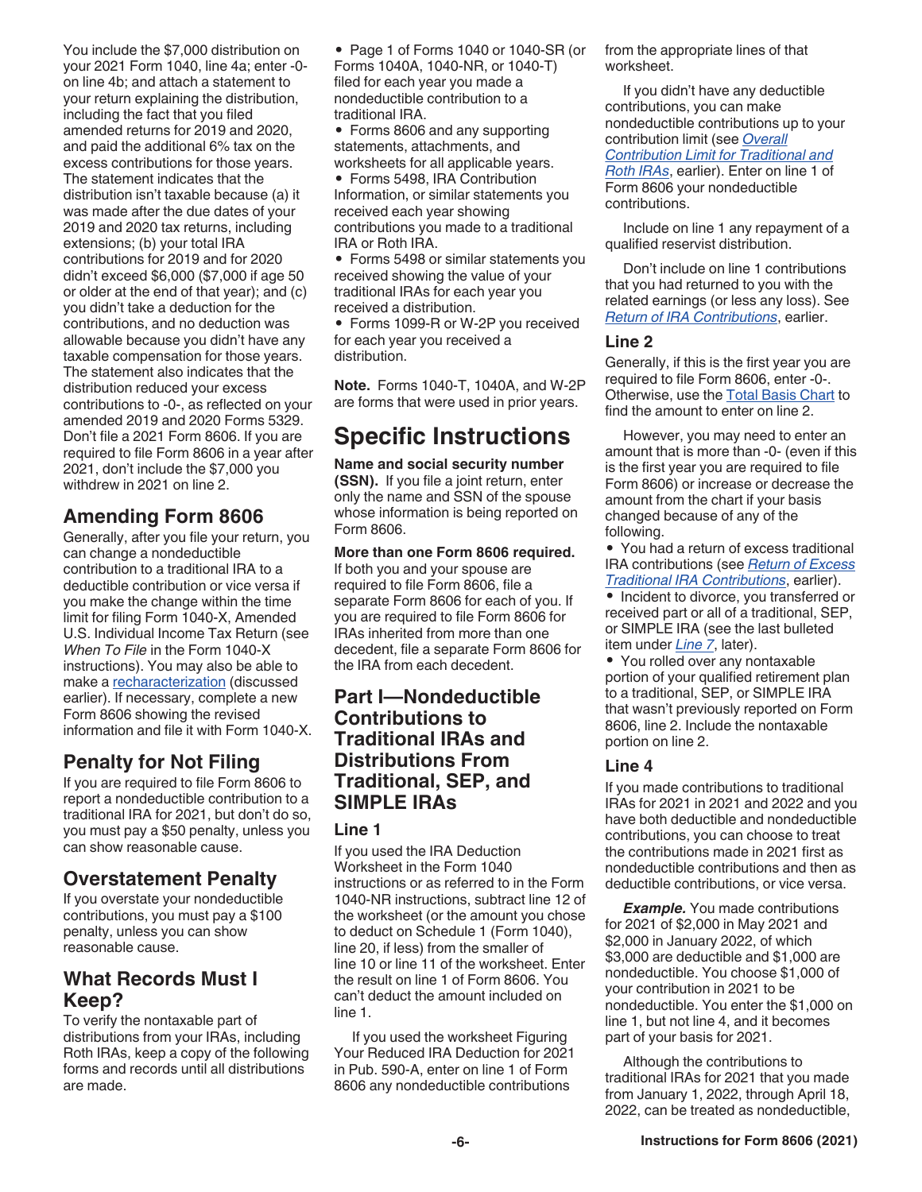You include the $7,000 distribution on your 2021 Form 1040, line 4a; enter -0- on line 4b; and attach a statement to your return explaining the distribution, including the fact that you filed amended returns for 2019 and 2020, and paid the additional 6% tax on the excess contributions for those years. The statement indicates that the distribution isn't taxable because (a) it was made after the due dates of your 2019 and 2020 tax returns, including extensions; (b) your total IRA contributions for 2019 and for 2020 didn't exceed $6,000 ($7,000 if age 50 or older at the end of that year); and (c) you didn't take a deduction for the contributions, and no deduction was allowable because you didn't have any taxable compensation for those years. The statement also indicates that the distribution reduced your excess contributions to -0-, as reflected on your amended 2019 and 2020 Forms 5329. Don't file a 2021 Form 8606. If you are required to file Form 8606 in a year after 2021, don't include the $7,000 you withdrew in 2021 on line 2.

## Amending Form 8606

Generally, after you file your return, you can change a nondeductible contribution to a traditional IRA to a deductible contribution or vice versa if you make the change within the time limit for filing Form 1040-X, Amended U.S. Individual Income Tax Return (see *When To File* in the Form 1040-X instructions). You may also be able to make a recharacterization (discussed earlier). If necessary, complete a new Form 8606 showing the revised information and file it with Form 1040-X.

## Penalty for Not Filing

If you are required to file Form 8606 to report a nondeductible contribution to a traditional IRA for 2021, but don't do so, you must pay a $50 penalty, unless you can show reasonable cause.

## Overstatement Penalty

If you overstate your nondeductible contributions, you must pay a $100 penalty, unless you can show reasonable cause.

## What Records Must I Keep?

To verify the nontaxable part of distributions from your IRAs, including Roth IRAs, keep a copy of the following forms and records until all distributions are made.

- Page 1 of Forms 1040 or 1040-SR (or Forms 1040A, 1040-NR, or 1040-T) filed for each year you made a nondeductible contribution to a traditional IRA.
- Forms 8606 and any supporting statements, attachments, and worksheets for all applicable years.
- Forms 5498, IRA Contribution Information, or similar statements you received each year showing contributions you made to a traditional IRA or Roth IRA.
- Forms 5498 or similar statements you received showing the value of your traditional IRAs for each year you received a distribution.
- Forms 1099-R or W-2P you received for each year you received a distribution.

**Note.** Forms 1040-T, 1040A, and W-2P are forms that were used in prior years.

# Specific Instructions

**Name and social security number (SSN).** If you file a joint return, enter only the name and SSN of the spouse whose information is being reported on Form 8606.

**More than one Form 8606 required.** If both you and your spouse are required to file Form 8606, file a separate Form 8606 for each of you. If you are required to file Form 8606 for IRAs inherited from more than one decedent, file a separate Form 8606 for the IRA from each decedent.

## Part I—Nondeductible Contributions to Traditional IRAs and Distributions From Traditional, SEP, and SIMPLE IRAs

### Line 1

If you used the IRA Deduction Worksheet in the Form 1040 instructions or as referred to in the Form 1040-NR instructions, subtract line 12 of the worksheet (or the amount you chose to deduct on Schedule 1 (Form 1040), line 20, if less) from the smaller of line 10 or line 11 of the worksheet. Enter the result on line 1 of Form 8606. You can't deduct the amount included on line 1.

If you used the worksheet Figuring Your Reduced IRA Deduction for 2021 in Pub. 590-A, enter on line 1 of Form 8606 any nondeductible contributions from the appropriate lines of that worksheet.

If you didn't have any deductible contributions, you can make nondeductible contributions up to your contribution limit (see *Overall Contribution Limit for Traditional and Roth IRAs*, earlier). Enter on line 1 of Form 8606 your nondeductible contributions.

Include on line 1 any repayment of a qualified reservist distribution.

Don't include on line 1 contributions that you had returned to you with the related earnings (or less any loss). See *Return of IRA Contributions*, earlier.

### Line 2

Generally, if this is the first year you are required to file Form 8606, enter -0-. Otherwise, use the Total Basis Chart to find the amount to enter on line 2.

However, you may need to enter an amount that is more than -0- (even if this is the first year you are required to file Form 8606) or increase or decrease the amount from the chart if your basis changed because of any of the following.

- You had a return of excess traditional IRA contributions (see *Return of Excess Traditional IRA Contributions*, earlier).
- Incident to divorce, you transferred or received part or all of a traditional, SEP, or SIMPLE IRA (see the last bulleted item under *Line 7*, later).
- You rolled over any nontaxable portion of your qualified retirement plan to a traditional, SEP, or SIMPLE IRA that wasn't previously reported on Form 8606, line 2. Include the nontaxable portion on line 2.

### Line 4

If you made contributions to traditional IRAs for 2021 in 2021 and 2022 and you have both deductible and nondeductible contributions, you can choose to treat the contributions made in 2021 first as nondeductible contributions and then as deductible contributions, or vice versa.

***Example.*** You made contributions for 2021 of $2,000 in May 2021 and $2,000 in January 2022, of which $3,000 are deductible and $1,000 are nondeductible. You choose $1,000 of your contribution in 2021 to be nondeductible. You enter the $1,000 on line 1, but not line 4, and it becomes part of your basis for 2021.

Although the contributions to traditional IRAs for 2021 that you made from January 1, 2022, through April 18, 2022, can be treated as nondeductible,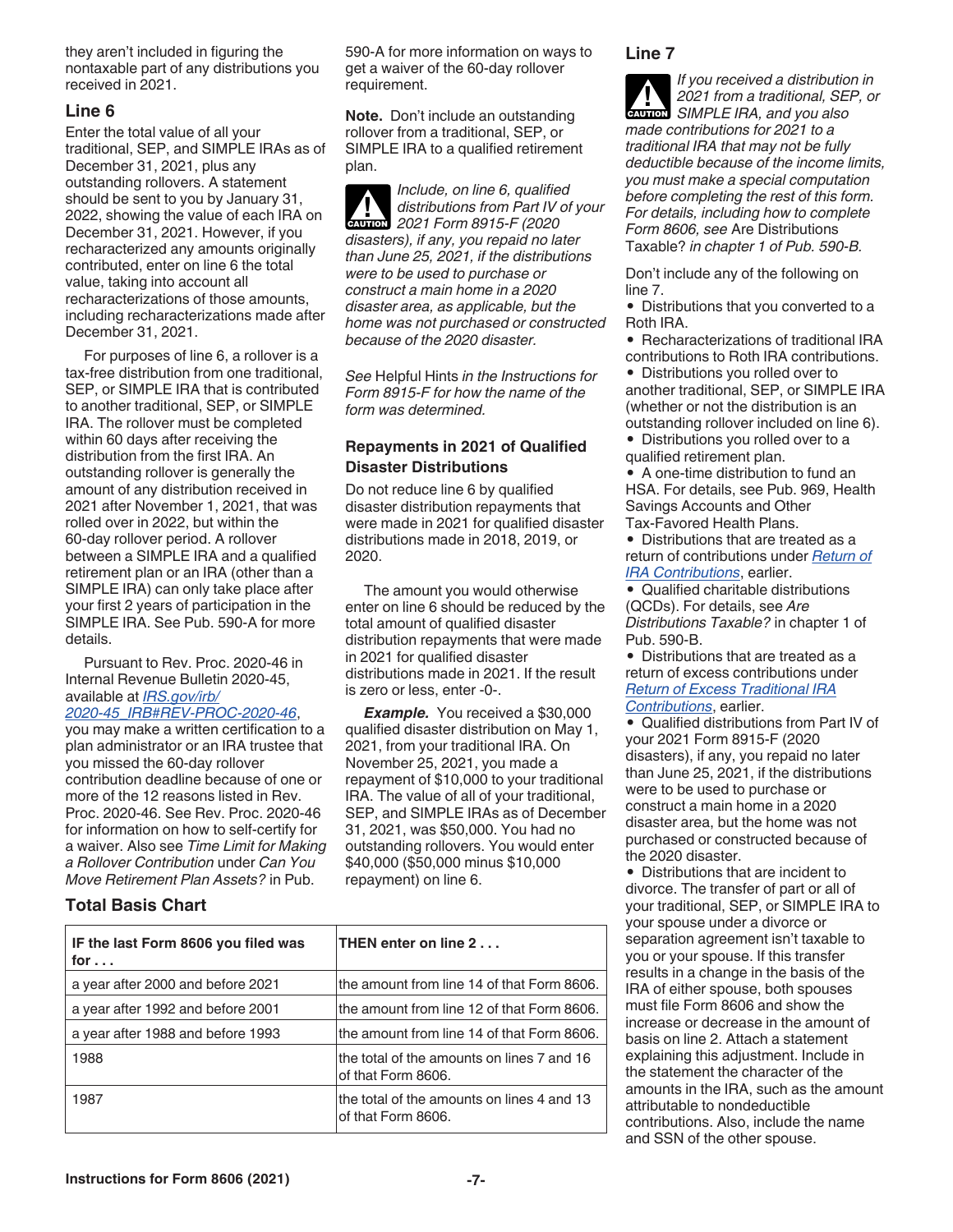they aren't included in figuring the nontaxable part of any distributions you received in 2021.

### Line 6

Enter the total value of all your traditional, SEP, and SIMPLE IRAs as of December 31, 2021, plus any outstanding rollovers. A statement should be sent to you by January 31, 2022, showing the value of each IRA on December 31, 2021. However, if you recharacterized any amounts originally contributed, enter on line 6 the total value, taking into account all recharacterizations of those amounts, including recharacterizations made after December 31, 2021.

For purposes of line 6, a rollover is a tax-free distribution from one traditional, SEP, or SIMPLE IRA that is contributed to another traditional, SEP, or SIMPLE IRA. The rollover must be completed within 60 days after receiving the distribution from the first IRA. An outstanding rollover is generally the amount of any distribution received in 2021 after November 1, 2021, that was rolled over in 2022, but within the 60-day rollover period. A rollover between a SIMPLE IRA and a qualified retirement plan or an IRA (other than a SIMPLE IRA) can only take place after your first 2 years of participation in the SIMPLE IRA. See Pub. 590-A for more details.

Pursuant to Rev. Proc. 2020-46 in Internal Revenue Bulletin 2020-45, available at *IRS.gov/irb/2020-45_IRB#REV-PROC-2020-46*, you may make a written certification to a plan administrator or an IRA trustee that you missed the 60-day rollover contribution deadline because of one or more of the 12 reasons listed in Rev. Proc. 2020-46. See Rev. Proc. 2020-46 for information on how to self-certify for a waiver. Also see *Time Limit for Making a Rollover Contribution* under *Can You Move Retirement Plan Assets?* in Pub. 590-A for more information on ways to get a waiver of the 60-day rollover requirement.

**Note.** Don't include an outstanding rollover from a traditional, SEP, or SIMPLE IRA to a qualified retirement plan.

**CAUTION** *Include, on line 6, qualified distributions from Part IV of your 2021 Form 8915-F (2020 disasters), if any, you repaid no later than June 25, 2021, if the distributions were to be used to purchase or construct a main home in a 2020 disaster area, as applicable, but the home was not purchased or constructed because of the 2020 disaster.*

*See* Helpful Hints *in the Instructions for Form 8915-F for how the name of the form was determined.*

#### Repayments in 2021 of Qualified Disaster Distributions

Do not reduce line 6 by qualified disaster distribution repayments that were made in 2021 for qualified disaster distributions made in 2018, 2019, or 2020.

The amount you would otherwise enter on line 6 should be reduced by the total amount of qualified disaster distribution repayments that were made in 2021 for qualified disaster distributions made in 2021. If the result is zero or less, enter -0-.

***Example.*** You received a $30,000 qualified disaster distribution on May 1, 2021, from your traditional IRA. On November 25, 2021, you made a repayment of $10,000 to your traditional IRA. The value of all of your traditional, SEP, and SIMPLE IRAs as of December 31, 2021, was $50,000. You had no outstanding rollovers. You would enter $40,000 ($50,000 minus $10,000 repayment) on line 6.

### Total Basis Chart

| IF the last Form 8606 you filed was for . . . | THEN enter on line 2 . . . |
|---|---|
| a year after 2000 and before 2021 | the amount from line 14 of that Form 8606. |
| a year after 1992 and before 2001 | the amount from line 12 of that Form 8606. |
| a year after 1988 and before 1993 | the amount from line 14 of that Form 8606. |
| 1988 | the total of the amounts on lines 7 and 16 of that Form 8606. |
| 1987 | the total of the amounts on lines 4 and 13 of that Form 8606. |

### Line 7

**CAUTION** *If you received a distribution in 2021 from a traditional, SEP, or SIMPLE IRA, and you also made contributions for 2021 to a traditional IRA that may not be fully deductible because of the income limits, you must make a special computation before completing the rest of this form. For details, including how to complete Form 8606, see* Are Distributions Taxable? *in chapter 1 of Pub. 590-B.*

Don't include any of the following on line 7.

- Distributions that you converted to a Roth IRA.
- Recharacterizations of traditional IRA contributions to Roth IRA contributions.
- Distributions you rolled over to another traditional, SEP, or SIMPLE IRA (whether or not the distribution is an outstanding rollover included on line 6).
- Distributions you rolled over to a qualified retirement plan.
- A one-time distribution to fund an HSA. For details, see Pub. 969, Health Savings Accounts and Other Tax-Favored Health Plans.
- Distributions that are treated as a return of contributions under *Return of IRA Contributions*, earlier.
- Qualified charitable distributions (QCDs). For details, see *Are Distributions Taxable?* in chapter 1 of Pub. 590-B.
- Distributions that are treated as a return of excess contributions under *Return of Excess Traditional IRA Contributions*, earlier.
- Qualified distributions from Part IV of your 2021 Form 8915-F (2020 disasters), if any, you repaid no later than June 25, 2021, if the distributions were to be used to purchase or construct a main home in a 2020 disaster area, but the home was not purchased or constructed because of the 2020 disaster.
- Distributions that are incident to divorce. The transfer of part or all of your traditional, SEP, or SIMPLE IRA to your spouse under a divorce or separation agreement isn't taxable to you or your spouse. If this transfer results in a change in the basis of the IRA of either spouse, both spouses must file Form 8606 and show the increase or decrease in the amount of basis on line 2. Attach a statement explaining this adjustment. Include in the statement the character of the amounts in the IRA, such as the amount attributable to nondeductible contributions. Also, include the name and SSN of the other spouse.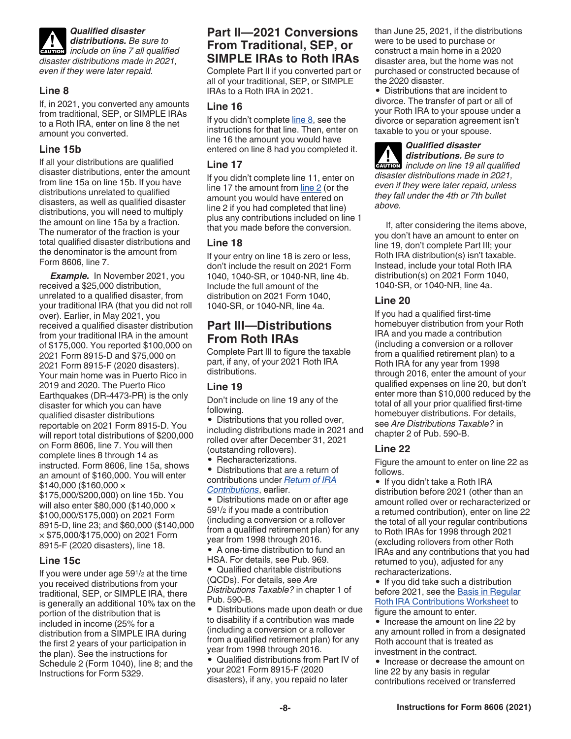**CAUTION** ***Qualified disaster distributions.*** *Be sure to include on line 7 all qualified disaster distributions made in 2021, even if they were later repaid.*

### Line 8

If, in 2021, you converted any amounts from traditional, SEP, or SIMPLE IRAs to a Roth IRA, enter on line 8 the net amount you converted.

### Line 15b

If all your distributions are qualified disaster distributions, enter the amount from line 15a on line 15b. If you have distributions unrelated to qualified disasters, as well as qualified disaster distributions, you will need to multiply the amount on line 15a by a fraction. The numerator of the fraction is your total qualified disaster distributions and the denominator is the amount from Form 8606, line 7.

***Example.*** In November 2021, you received a $25,000 distribution, unrelated to a qualified disaster, from your traditional IRA (that you did not roll over). Earlier, in May 2021, you received a qualified disaster distribution from your traditional IRA in the amount of $175,000. You reported $100,000 on 2021 Form 8915-D and $75,000 on 2021 Form 8915-F (2020 disasters). Your main home was in Puerto Rico in 2019 and 2020. The Puerto Rico Earthquakes (DR-4473-PR) is the only disaster for which you can have qualified disaster distributions reportable on 2021 Form 8915-D. You will report total distributions of $200,000 on Form 8606, line 7. You will then complete lines 8 through 14 as instructed. Form 8606, line 15a, shows an amount of $160,000. You will enter $140,000 ($160,000 × $175,000/$200,000) on line 15b. You will also enter $80,000 ($140,000 × $100,000/$175,000) on 2021 Form 8915-D, line 23; and $60,000 ($140,000 × $75,000/$175,000) on 2021 Form 8915-F (2020 disasters), line 18.

### Line 15c

If you were under age 59½ at the time you received distributions from your traditional, SEP, or SIMPLE IRA, there is generally an additional 10% tax on the portion of the distribution that is included in income (25% for a distribution from a SIMPLE IRA during the first 2 years of your participation in the plan). See the instructions for Schedule 2 (Form 1040), line 8; and the Instructions for Form 5329.

## Part II—2021 Conversions From Traditional, SEP, or SIMPLE IRAs to Roth IRAs

Complete Part II if you converted part or all of your traditional, SEP, or SIMPLE IRAs to a Roth IRA in 2021.

### Line 16

If you didn't complete line 8, see the instructions for that line. Then, enter on line 16 the amount you would have entered on line 8 had you completed it.

### Line 17

If you didn't complete line 11, enter on line 17 the amount from line 2 (or the amount you would have entered on line 2 if you had completed that line) plus any contributions included on line 1 that you made before the conversion.

### Line 18

If your entry on line 18 is zero or less, don't include the result on 2021 Form 1040, 1040-SR, or 1040-NR, line 4b. Include the full amount of the distribution on 2021 Form 1040, 1040-SR, or 1040-NR, line 4a.

## Part III—Distributions From Roth IRAs

Complete Part III to figure the taxable part, if any, of your 2021 Roth IRA distributions.

### Line 19

Don't include on line 19 any of the following.

- Distributions that you rolled over, including distributions made in 2021 and rolled over after December 31, 2021 (outstanding rollovers).
- Recharacterizations.
- Distributions that are a return of contributions under *Return of IRA Contributions*, earlier.
- Distributions made on or after age 59½ if you made a contribution (including a conversion or a rollover from a qualified retirement plan) for any year from 1998 through 2016.
- A one-time distribution to fund an HSA. For details, see Pub. 969.
- Qualified charitable distributions (QCDs). For details, see *Are Distributions Taxable?* in chapter 1 of Pub. 590-B.
- Distributions made upon death or due to disability if a contribution was made (including a conversion or a rollover from a qualified retirement plan) for any year from 1998 through 2016.
- Qualified distributions from Part IV of your 2021 Form 8915-F (2020 disasters), if any, you repaid no later than June 25, 2021, if the distributions were to be used to purchase or construct a main home in a 2020 disaster area, but the home was not purchased or constructed because of the 2020 disaster.
- Distributions that are incident to divorce. The transfer of part or all of your Roth IRA to your spouse under a divorce or separation agreement isn't taxable to you or your spouse.

**CAUTION** ***Qualified disaster distributions.*** *Be sure to include on line 19 all qualified disaster distributions made in 2021, even if they were later repaid, unless they fall under the 4th or 7th bullet above.*

If, after considering the items above, you don't have an amount to enter on line 19, don't complete Part III; your Roth IRA distribution(s) isn't taxable. Instead, include your total Roth IRA distribution(s) on 2021 Form 1040, 1040-SR, or 1040-NR, line 4a.

### Line 20

If you had a qualified first-time homebuyer distribution from your Roth IRA and you made a contribution (including a conversion or a rollover from a qualified retirement plan) to a Roth IRA for any year from 1998 through 2016, enter the amount of your qualified expenses on line 20, but don't enter more than $10,000 reduced by the total of all your prior qualified first-time homebuyer distributions. For details, see *Are Distributions Taxable?* in chapter 2 of Pub. 590-B.

### Line 22

Figure the amount to enter on line 22 as follows.

- If you didn't take a Roth IRA distribution before 2021 (other than an amount rolled over or recharacterized or a returned contribution), enter on line 22 the total of all your regular contributions to Roth IRAs for 1998 through 2021 (excluding rollovers from other Roth IRAs and any contributions that you had returned to you), adjusted for any recharacterizations.
- If you did take such a distribution before 2021, see the Basis in Regular Roth IRA Contributions Worksheet to figure the amount to enter.
- Increase the amount on line 22 by any amount rolled in from a designated Roth account that is treated as investment in the contract.
- Increase or decrease the amount on line 22 by any basis in regular contributions received or transferred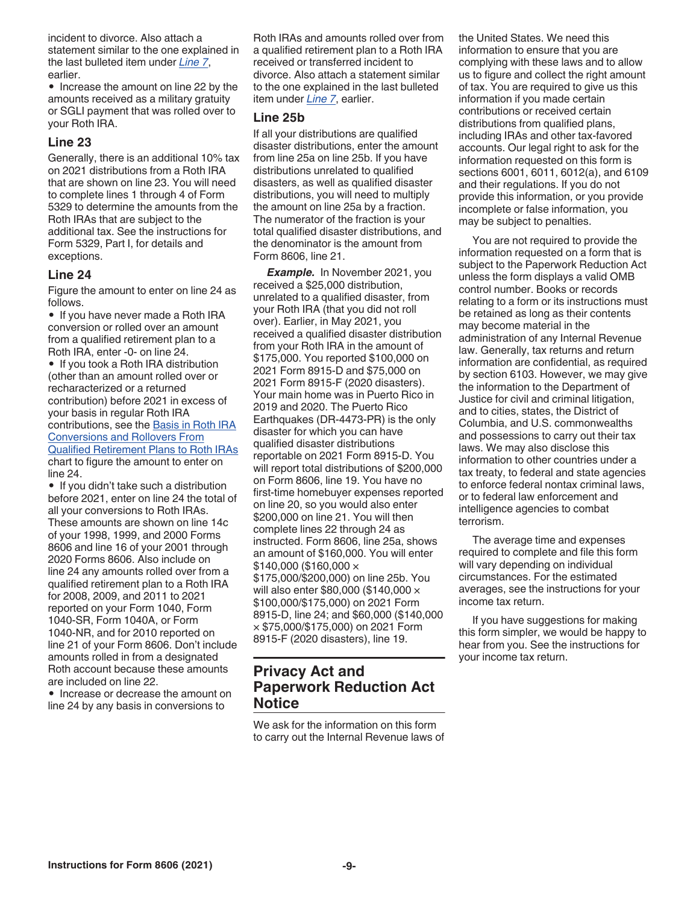incident to divorce. Also attach a statement similar to the one explained in the last bulleted item under *Line 7*, earlier.

- Increase the amount on line 22 by the amounts received as a military gratuity or SGLI payment that was rolled over to your Roth IRA.

### Line 23

Generally, there is an additional 10% tax on 2021 distributions from a Roth IRA that are shown on line 23. You will need to complete lines 1 through 4 of Form 5329 to determine the amounts from the Roth IRAs that are subject to the additional tax. See the instructions for Form 5329, Part I, for details and exceptions.

### Line 24

Figure the amount to enter on line 24 as follows.

- If you have never made a Roth IRA conversion or rolled over an amount from a qualified retirement plan to a Roth IRA, enter -0- on line 24.
- If you took a Roth IRA distribution (other than an amount rolled over or recharacterized or a returned contribution) before 2021 in excess of your basis in regular Roth IRA contributions, see the Basis in Roth IRA Conversions and Rollovers From Qualified Retirement Plans to Roth IRAs chart to figure the amount to enter on line 24.
- If you didn't take such a distribution before 2021, enter on line 24 the total of all your conversions to Roth IRAs. These amounts are shown on line 14c of your 1998, 1999, and 2000 Forms 8606 and line 16 of your 2001 through 2020 Forms 8606. Also include on line 24 any amounts rolled over from a qualified retirement plan to a Roth IRA for 2008, 2009, and 2011 to 2021 reported on your Form 1040, Form 1040-SR, Form 1040A, or Form 1040-NR, and for 2010 reported on line 21 of your Form 8606. Don't include amounts rolled in from a designated Roth account because these amounts are included on line 22.
- Increase or decrease the amount on line 24 by any basis in conversions to Roth IRAs and amounts rolled over from a qualified retirement plan to a Roth IRA received or transferred incident to divorce. Also attach a statement similar to the one explained in the last bulleted item under *Line 7*, earlier.

### Line 25b

If all your distributions are qualified disaster distributions, enter the amount from line 25a on line 25b. If you have distributions unrelated to qualified disasters, as well as qualified disaster distributions, you will need to multiply the amount on line 25a by a fraction. The numerator of the fraction is your total qualified disaster distributions, and the denominator is the amount from Form 8606, line 21.

***Example.*** In November 2021, you received a $25,000 distribution, unrelated to a qualified disaster, from your Roth IRA (that you did not roll over). Earlier, in May 2021, you received a qualified disaster distribution from your Roth IRA in the amount of $175,000. You reported $100,000 on 2021 Form 8915-D and $75,000 on 2021 Form 8915-F (2020 disasters). Your main home was in Puerto Rico in 2019 and 2020. The Puerto Rico Earthquakes (DR-4473-PR) is the only disaster for which you can have qualified disaster distributions reportable on 2021 Form 8915-D. You will report total distributions of $200,000 on Form 8606, line 19. You have no first-time homebuyer expenses reported on line 20, so you would also enter $200,000 on line 21. You will then complete lines 22 through 24 as instructed. Form 8606, line 25a, shows an amount of $160,000. You will enter $140,000 ($160,000 × $175,000/$200,000) on line 25b. You will also enter $80,000 ($140,000 × $100,000/$175,000) on 2021 Form 8915-D, line 24; and $60,000 ($140,000 × $75,000/$175,000) on 2021 Form 8915-F (2020 disasters), line 19.

## Privacy Act and Paperwork Reduction Act Notice

We ask for the information on this form to carry out the Internal Revenue laws of the United States. We need this information to ensure that you are complying with these laws and to allow us to figure and collect the right amount of tax. You are required to give us this information if you made certain contributions or received certain distributions from qualified plans, including IRAs and other tax-favored accounts. Our legal right to ask for the information requested on this form is sections 6001, 6011, 6012(a), and 6109 and their regulations. If you do not provide this information, or you provide incomplete or false information, you may be subject to penalties.

You are not required to provide the information requested on a form that is subject to the Paperwork Reduction Act unless the form displays a valid OMB control number. Books or records relating to a form or its instructions must be retained as long as their contents may become material in the administration of any Internal Revenue law. Generally, tax returns and return information are confidential, as required by section 6103. However, we may give the information to the Department of Justice for civil and criminal litigation, and to cities, states, the District of Columbia, and U.S. commonwealths and possessions to carry out their tax laws. We may also disclose this information to other countries under a tax treaty, to federal and state agencies to enforce federal nontax criminal laws, or to federal law enforcement and intelligence agencies to combat terrorism.

The average time and expenses required to complete and file this form will vary depending on individual circumstances. For the estimated averages, see the instructions for your income tax return.

If you have suggestions for making this form simpler, we would be happy to hear from you. See the instructions for your income tax return.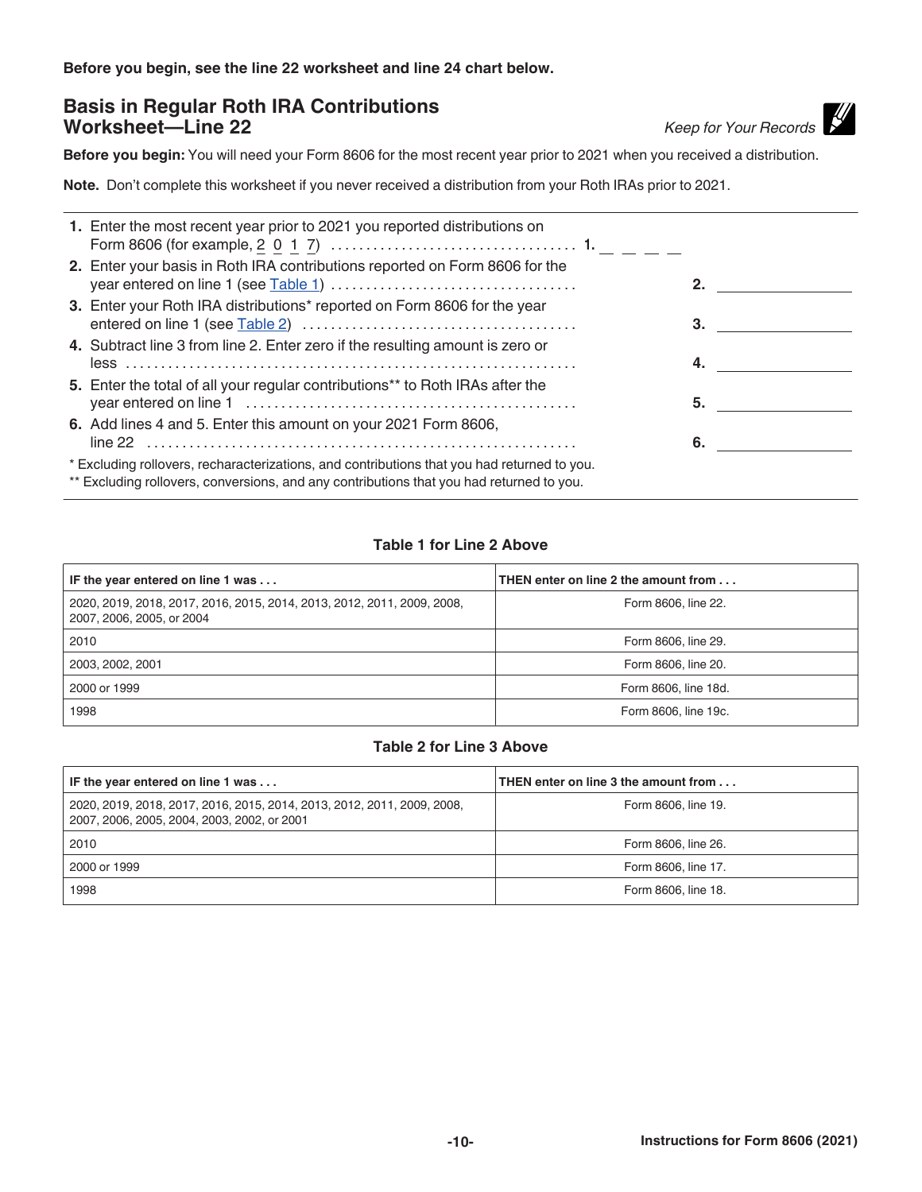**Before you begin, see the line 22 worksheet and line 24 chart below.**

## Basis in Regular Roth IRA Contributions Worksheet—Line 22

*Keep for Your Records*

**Before you begin:** You will need your Form 8606 for the most recent year prior to 2021 when you received a distribution.

**Note.** Don't complete this worksheet if you never received a distribution from your Roth IRAs prior to 2021.

| | | |
|---|---|---|
| **1.** | Enter the most recent year prior to 2021 you reported distributions on Form 8606 (for example, 2 0 1 7) . . . . . . . . **1.** _ _ _ _ | |
| **2.** | Enter your basis in Roth IRA contributions reported on Form 8606 for the year entered on line 1 (see Table 1) . . . . . . . . | **2.** ________ |
| **3.** | Enter your Roth IRA distributions* reported on Form 8606 for the year entered on line 1 (see Table 2) . . . . . . . . | **3.** ________ |
| **4.** | Subtract line 3 from line 2. Enter zero if the resulting amount is zero or less . . . . . . . . | **4.** ________ |
| **5.** | Enter the total of all your regular contributions** to Roth IRAs after the year entered on line 1 . . . . . . . . | **5.** ________ |
| **6.** | Add lines 4 and 5. Enter this amount on your 2021 Form 8606, line 22 . . . . . . . . | **6.** ________ |

\* Excluding rollovers, recharacterizations, and contributions that you had returned to you.

\** Excluding rollovers, conversions, and any contributions that you had returned to you.

### Table 1 for Line 2 Above

| IF the year entered on line 1 was . . . | THEN enter on line 2 the amount from . . . |
|---|---|
| 2020, 2019, 2018, 2017, 2016, 2015, 2014, 2013, 2012, 2011, 2009, 2008, 2007, 2006, 2005, or 2004 | Form 8606, line 22. |
| 2010 | Form 8606, line 29. |
| 2003, 2002, 2001 | Form 8606, line 20. |
| 2000 or 1999 | Form 8606, line 18d. |
| 1998 | Form 8606, line 19c. |

### Table 2 for Line 3 Above

| IF the year entered on line 1 was . . . | THEN enter on line 3 the amount from . . . |
|---|---|
| 2020, 2019, 2018, 2017, 2016, 2015, 2014, 2013, 2012, 2011, 2009, 2008, 2007, 2006, 2005, 2004, 2003, 2002, or 2001 | Form 8606, line 19. |
| 2010 | Form 8606, line 26. |
| 2000 or 1999 | Form 8606, line 17. |
| 1998 | Form 8606, line 18. |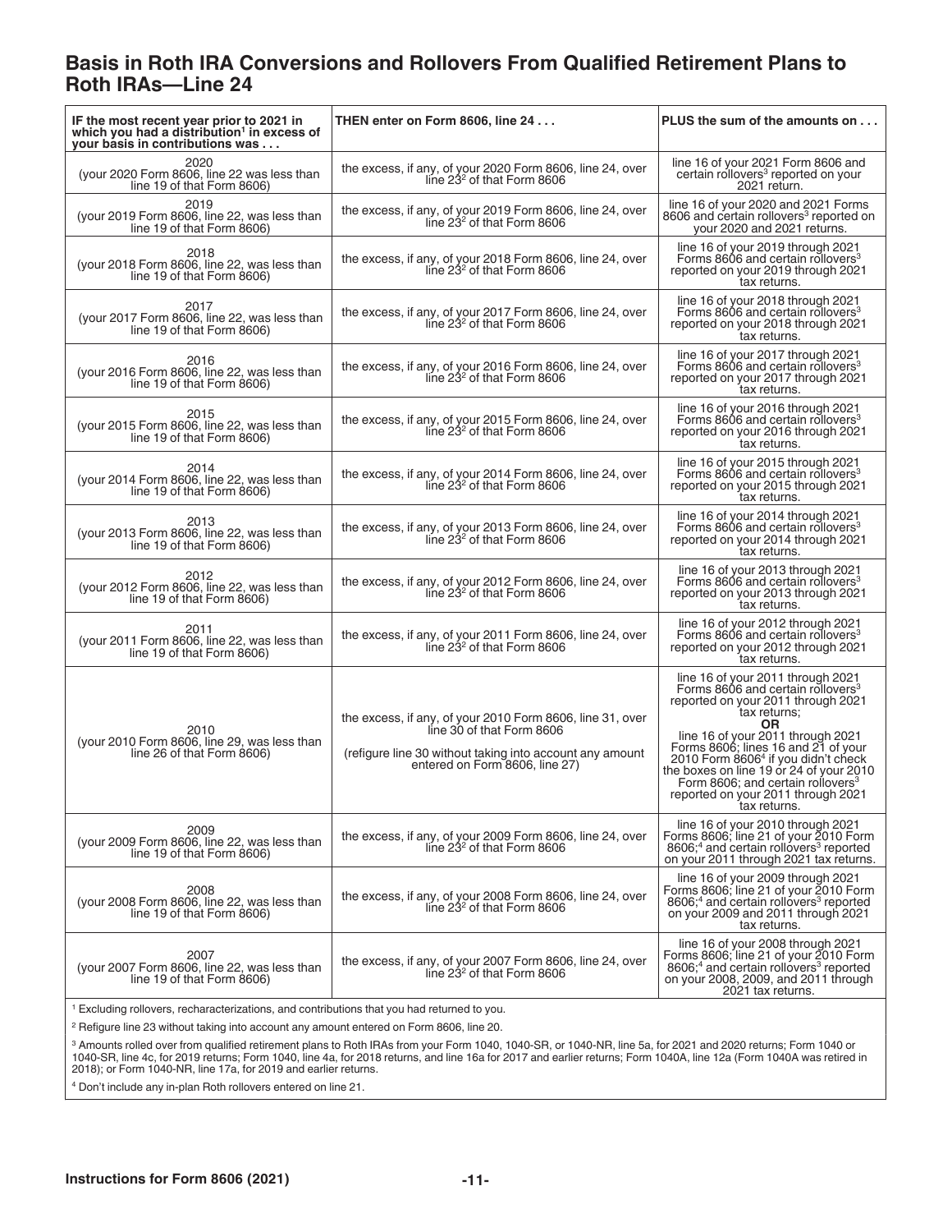## Basis in Roth IRA Conversions and Rollovers From Qualified Retirement Plans to Roth IRAs—Line 24

| IF the most recent year prior to 2021 in which you had a distribution[1] in excess of your basis in contributions was . . . | THEN enter on Form 8606, line 24 . . . | PLUS the sum of the amounts on . . . |
|---|---|---|
| 2020 (your 2020 Form 8606, line 22 was less than line 19 of that Form 8606) | the excess, if any, of your 2020 Form 8606, line 24, over line 23[2] of that Form 8606 | line 16 of your 2021 Form 8606 and certain rollovers[3] reported on your 2021 return. |
| 2019 (your 2019 Form 8606, line 22, was less than line 19 of that Form 8606) | the excess, if any, of your 2019 Form 8606, line 24, over line 23[2] of that Form 8606 | line 16 of your 2020 and 2021 Forms 8606 and certain rollovers[3] reported on your 2020 and 2021 returns. |
| 2018 (your 2018 Form 8606, line 22, was less than line 19 of that Form 8606) | the excess, if any, of your 2018 Form 8606, line 24, over line 23[2] of that Form 8606 | line 16 of your 2019 through 2021 Forms 8606 and certain rollovers[3] reported on your 2019 through 2021 tax returns. |
| 2017 (your 2017 Form 8606, line 22, was less than line 19 of that Form 8606) | the excess, if any, of your 2017 Form 8606, line 24, over line 23[2] of that Form 8606 | line 16 of your 2018 through 2021 Forms 8606 and certain rollovers[3] reported on your 2018 through 2021 tax returns. |
| 2016 (your 2016 Form 8606, line 22, was less than line 19 of that Form 8606) | the excess, if any, of your 2016 Form 8606, line 24, over line 23[2] of that Form 8606 | line 16 of your 2017 through 2021 Forms 8606 and certain rollovers[3] reported on your 2017 through 2021 tax returns. |
| 2015 (your 2015 Form 8606, line 22, was less than line 19 of that Form 8606) | the excess, if any, of your 2015 Form 8606, line 24, over line 23[2] of that Form 8606 | line 16 of your 2016 through 2021 Forms 8606 and certain rollovers[3] reported on your 2016 through 2021 tax returns. |
| 2014 (your 2014 Form 8606, line 22, was less than line 19 of that Form 8606) | the excess, if any, of your 2014 Form 8606, line 24, over line 23[2] of that Form 8606 | line 16 of your 2015 through 2021 Forms 8606 and certain rollovers[3] reported on your 2015 through 2021 tax returns. |
| 2013 (your 2013 Form 8606, line 22, was less than line 19 of that Form 8606) | the excess, if any, of your 2013 Form 8606, line 24, over line 23[2] of that Form 8606 | line 16 of your 2014 through 2021 Forms 8606 and certain rollovers[3] reported on your 2014 through 2021 tax returns. |
| 2012 (your 2012 Form 8606, line 22, was less than line 19 of that Form 8606) | the excess, if any, of your 2012 Form 8606, line 24, over line 23[2] of that Form 8606 | line 16 of your 2013 through 2021 Forms 8606 and certain rollovers[3] reported on your 2013 through 2021 tax returns. |
| 2011 (your 2011 Form 8606, line 22, was less than line 19 of that Form 8606) | the excess, if any, of your 2011 Form 8606, line 24, over line 23[2] of that Form 8606 | line 16 of your 2012 through 2021 Forms 8606 and certain rollovers[3] reported on your 2012 through 2021 tax returns. |
| 2010 (your 2010 Form 8606, line 29, was less than line 26 of that Form 8606) | the excess, if any, of your 2010 Form 8606, line 31, over line 30 of that Form 8606 (refigure line 30 without taking into account any amount entered on Form 8606, line 27) | line 16 of your 2011 through 2021 Forms 8606 and certain rollovers[3] reported on your 2011 through 2021 tax returns; **OR** line 16 of your 2011 through 2021 Forms 8606; lines 16 and 21 of your 2010 Form 8606[4] if you didn't check the boxes on line 19 or 24 of your 2010 Form 8606; and certain rollovers[3] reported on your 2011 through 2021 tax returns. |
| 2009 (your 2009 Form 8606, line 22, was less than line 19 of that Form 8606) | the excess, if any, of your 2009 Form 8606, line 24, over line 23[2] of that Form 8606 | line 16 of your 2010 through 2021 Forms 8606; line 21 of your 2010 Form 8606;[4] and certain rollovers[3] reported on your 2011 through 2021 tax returns. |
| 2008 (your 2008 Form 8606, line 22, was less than line 19 of that Form 8606) | the excess, if any, of your 2008 Form 8606, line 24, over line 23[2] of that Form 8606 | line 16 of your 2009 through 2021 Forms 8606; line 21 of your 2010 Form 8606;[4] and certain rollovers[3] reported on your 2009 and 2011 through 2021 tax returns. |
| 2007 (your 2007 Form 8606, line 22, was less than line 19 of that Form 8606) | the excess, if any, of your 2007 Form 8606, line 24, over line 23[2] of that Form 8606 | line 16 of your 2008 through 2021 Forms 8606; line 21 of your 2010 Form 8606;[4] and certain rollovers[3] reported on your 2008, 2009, and 2011 through 2021 tax returns. |

[1] Excluding rollovers, recharacterizations, and contributions that you had returned to you.

[2] Refigure line 23 without taking into account any amount entered on Form 8606, line 20.

[3] Amounts rolled over from qualified retirement plans to Roth IRAs from your Form 1040, 1040-SR, or 1040-NR, line 5a, for 2021 and 2020 returns; Form 1040 or 1040-SR, line 4c, for 2019 returns; Form 1040, line 4a, for 2018 returns, and line 16a for 2017 and earlier returns; Form 1040A, line 12a (Form 1040A was retired in 2018); or Form 1040-NR, line 17a, for 2019 and earlier returns.

[4] Don't include any in-plan Roth rollovers entered on line 21.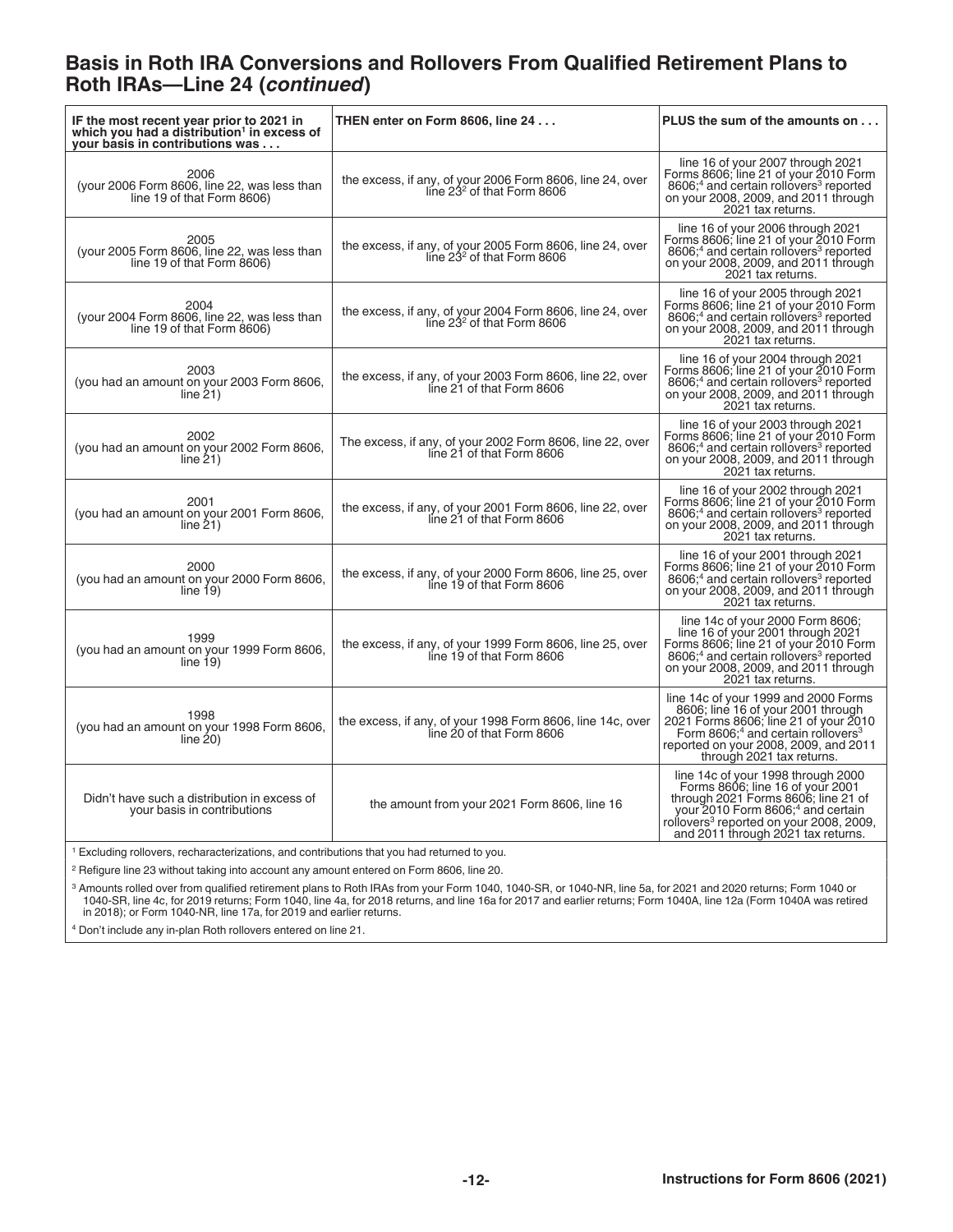## Basis in Roth IRA Conversions and Rollovers From Qualified Retirement Plans to Roth IRAs—Line 24 (*continued*)

| IF the most recent year prior to 2021 in which you had a distribution[1] in excess of your basis in contributions was . . . | THEN enter on Form 8606, line 24 . . . | PLUS the sum of the amounts on . . . |
|---|---|---|
| 2006 (your 2006 Form 8606, line 22, was less than line 19 of that Form 8606) | the excess, if any, of your 2006 Form 8606, line 24, over line 23[2] of that Form 8606 | line 16 of your 2007 through 2021 Forms 8606; line 21 of your 2010 Form 8606;[4] and certain rollovers[3] reported on your 2008, 2009, and 2011 through 2021 tax returns. |
| 2005 (your 2005 Form 8606, line 22, was less than line 19 of that Form 8606) | the excess, if any, of your 2005 Form 8606, line 24, over line 23[2] of that Form 8606 | line 16 of your 2006 through 2021 Forms 8606; line 21 of your 2010 Form 8606;[4] and certain rollovers[3] reported on your 2008, 2009, and 2011 through 2021 tax returns. |
| 2004 (your 2004 Form 8606, line 22, was less than line 19 of that Form 8606) | the excess, if any, of your 2004 Form 8606, line 24, over line 23[2] of that Form 8606 | line 16 of your 2005 through 2021 Forms 8606; line 21 of your 2010 Form 8606;[4] and certain rollovers[3] reported on your 2008, 2009, and 2011 through 2021 tax returns. |
| 2003 (you had an amount on your 2003 Form 8606, line 21) | the excess, if any, of your 2003 Form 8606, line 22, over line 21 of that Form 8606 | line 16 of your 2004 through 2021 Forms 8606; line 21 of your 2010 Form 8606;[4] and certain rollovers[3] reported on your 2008, 2009, and 2011 through 2021 tax returns. |
| 2002 (you had an amount on your 2002 Form 8606, line 21) | The excess, if any, of your 2002 Form 8606, line 22, over line 21 of that Form 8606 | line 16 of your 2003 through 2021 Forms 8606; line 21 of your 2010 Form 8606;[4] and certain rollovers[3] reported on your 2008, 2009, and 2011 through 2021 tax returns. |
| 2001 (you had an amount on your 2001 Form 8606, line 21) | the excess, if any, of your 2001 Form 8606, line 22, over line 21 of that Form 8606 | line 16 of your 2002 through 2021 Forms 8606; line 21 of your 2010 Form 8606;[4] and certain rollovers[3] reported on your 2008, 2009, and 2011 through 2021 tax returns. |
| 2000 (you had an amount on your 2000 Form 8606, line 19) | the excess, if any, of your 2000 Form 8606, line 25, over line 19 of that Form 8606 | line 16 of your 2001 through 2021 Forms 8606; line 21 of your 2010 Form 8606;[4] and certain rollovers[3] reported on your 2008, 2009, and 2011 through 2021 tax returns. |
| 1999 (you had an amount on your 1999 Form 8606, line 19) | the excess, if any, of your 1999 Form 8606, line 25, over line 19 of that Form 8606 | line 14c of your 2000 Form 8606; line 16 of your 2001 through 2021 Forms 8606; line 21 of your 2010 Form 8606;[4] and certain rollovers[3] reported on your 2008, 2009, and 2011 through 2021 tax returns. |
| 1998 (you had an amount on your 1998 Form 8606, line 20) | the excess, if any, of your 1998 Form 8606, line 14c, over line 20 of that Form 8606 | line 14c of your 1999 and 2000 Forms 8606; line 16 of your 2001 through 2021 Forms 8606; line 21 of your 2010 Form 8606;[4] and certain rollovers[3] reported on your 2008, 2009, and 2011 through 2021 tax returns. |
| Didn't have such a distribution in excess of your basis in contributions | the amount from your 2021 Form 8606, line 16 | line 14c of your 1998 through 2000 Forms 8606; line 16 of your 2001 through 2021 Forms 8606; line 21 of your 2010 Form 8606;[4] and certain rollovers[3] reported on your 2008, 2009, and 2011 through 2021 tax returns. |

[1] Excluding rollovers, recharacterizations, and contributions that you had returned to you.

[2] Refigure line 23 without taking into account any amount entered on Form 8606, line 20.

[3] Amounts rolled over from qualified retirement plans to Roth IRAs from your Form 1040, 1040-SR, or 1040-NR, line 5a, for 2021 and 2020 returns; Form 1040 or 1040-SR, line 4c, for 2019 returns; Form 1040, line 4a, for 2018 returns, and line 16a for 2017 and earlier returns; Form 1040A, line 12a (Form 1040A was retired in 2018); or Form 1040-NR, line 17a, for 2019 and earlier returns.

[4] Don't include any in-plan Roth rollovers entered on line 21.